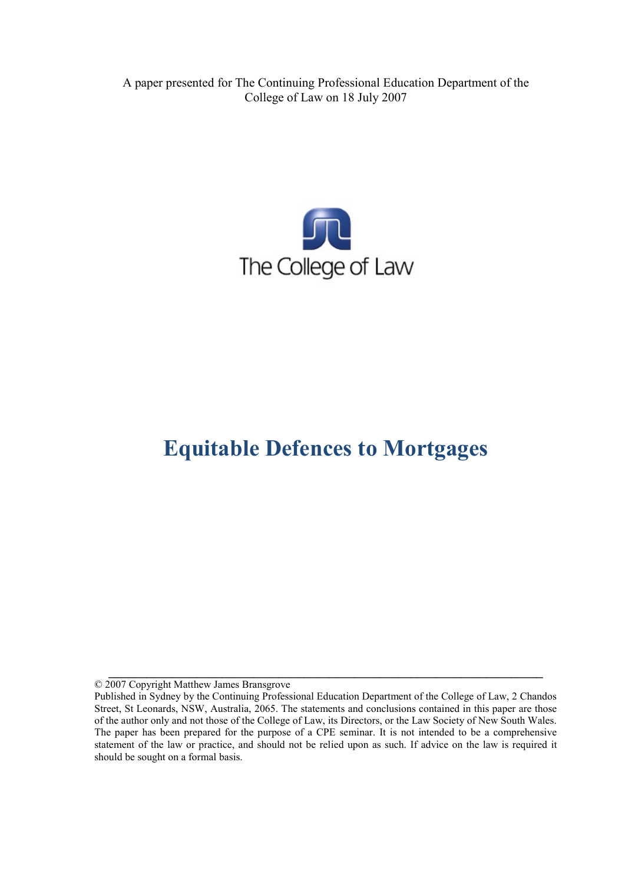A paper presented for The Continuing Professional Education Department of the College of Law on 18 July 2007

The College of Law

# Equitable Defences to Mortgages

© 2007 Copyright Matthew James Bransgrove

Published in Sydney by the Continuing Professional Education Department of the College of Law, 2 Chandos Street, St Leonards, NSW, Australia, 2065. The statements and conclusions contained in this paper are those of the author only and not those of the College of Law, its Directors, or the Law Society of New South Wales. The paper has been prepared for the purpose of a CPE seminar. It is not intended to be a comprehensive statement of the law or practice, and should not be relied upon as such. If advice on the law is required it should be sought on a formal basis.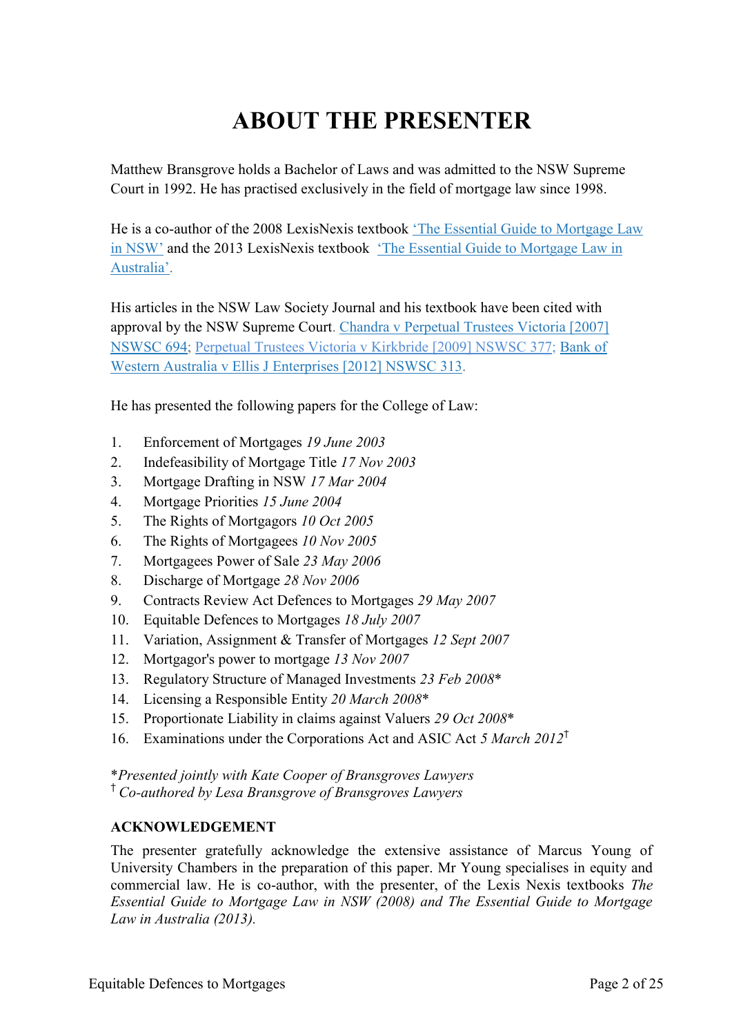# ABOUT THE PRESENTER

Matthew Bransgrove holds a Bachelor of Laws and was admitted to the NSW Supreme Court in 1992. He has practised exclusively in the field of mortgage law since 1998.

He is a co-author of the 2008 LexisNexis textbook 'The Essential Guide to Mortgage Law in NSW' and the 2013 LexisNexis textbook 'The Essential Guide to Mortgage Law in Australia'.

His articles in the NSW Law Society Journal and his textbook have been cited with approval by the NSW Supreme Court. Chandra v Perpetual Trustees Victoria [2007] NSWSC 694; Perpetual Trustees Victoria v Kirkbride [2009] NSWSC 377; Bank of Western Australia v Ellis J Enterprises [2012] NSWSC 313.

He has presented the following papers for the College of Law:

1. Enforcement of Mortgages *19 June 2003*
2. Indefeasibility of Mortgage Title *17 Nov 2003*
3. Mortgage Drafting in NSW *17 Mar 2004*
4. Mortgage Priorities *15 June 2004*
5. The Rights of Mortgagors *10 Oct 2005*
6. The Rights of Mortgagees *10 Nov 2005*
7. Mortgagees Power of Sale *23 May 2006*
8. Discharge of Mortgage *28 Nov 2006*
9. Contracts Review Act Defences to Mortgages *29 May 2007*
10. Equitable Defences to Mortgages *18 July 2007*
11. Variation, Assignment & Transfer of Mortgages *12 Sept 2007*
12. Mortgagor's power to mortgage *13 Nov 2007*
13. Regulatory Structure of Managed Investments *23 Feb 2008*\*
14. Licensing a Responsible Entity *20 March 2008*\*
15. Proportionate Liability in claims against Valuers *29 Oct 2008*\*
16. Examinations under the Corporations Act and ASIC Act *5 March 2012*†

\**Presented jointly with Kate Cooper of Bransgroves Lawyers*
† *Co-authored by Lesa Bransgrove of Bransgroves Lawyers*

**ACKNOWLEDGEMENT**

The presenter gratefully acknowledge the extensive assistance of Marcus Young of University Chambers in the preparation of this paper. Mr Young specialises in equity and commercial law. He is co-author, with the presenter, of the Lexis Nexis textbooks *The Essential Guide to Mortgage Law in NSW (2008) and The Essential Guide to Mortgage Law in Australia (2013).*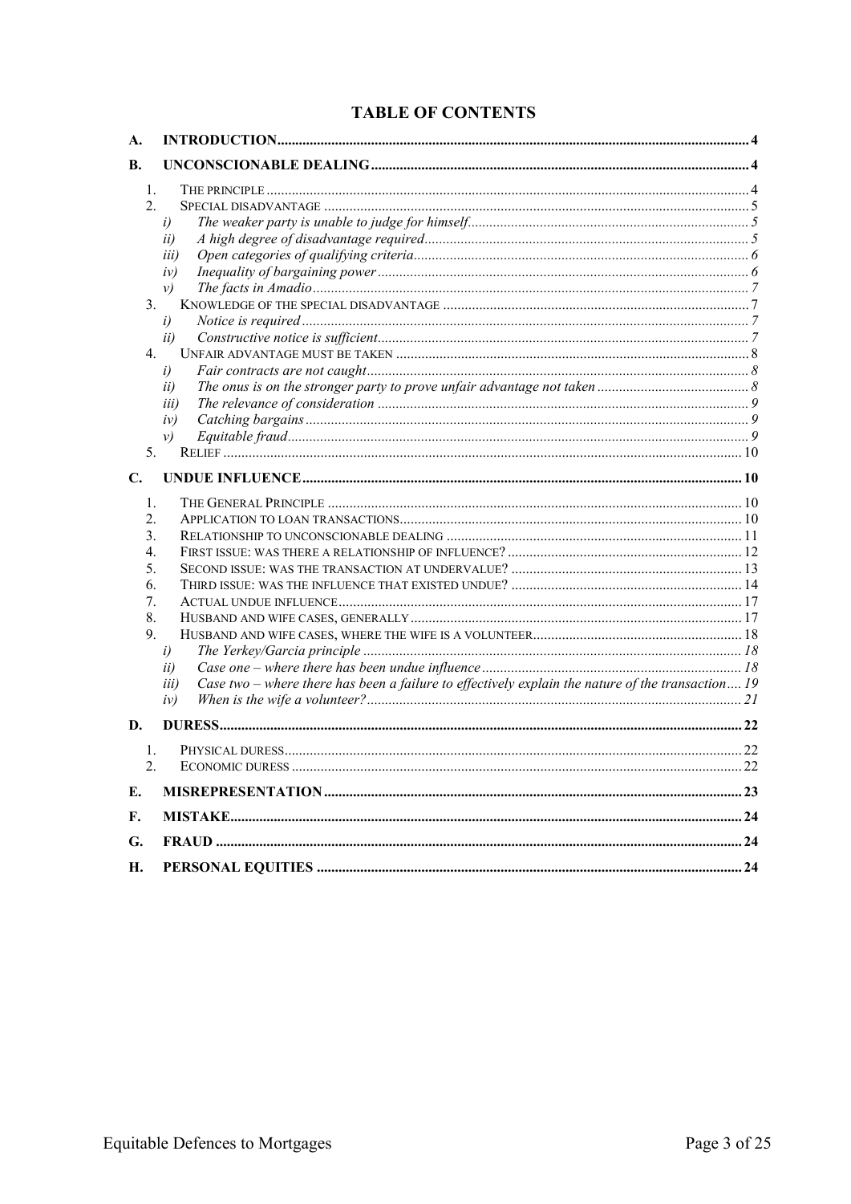# TABLE OF CONTENTS

A. **INTRODUCTION** ..... 4

B. **UNCONSCIONABLE DEALING** ..... 4

- 1. THE PRINCIPLE ..... 4
- 2. SPECIAL DISADVANTAGE ..... 5
  - i) *The weaker party is unable to judge for himself* ..... 5
  - ii) *A high degree of disadvantage required* ..... 5
  - iii) *Open categories of qualifying criteria* ..... 6
  - iv) *Inequality of bargaining power* ..... 6
  - v) *The facts in Amadio* ..... 7
- 3. KNOWLEDGE OF THE SPECIAL DISADVANTAGE ..... 7
  - i) *Notice is required* ..... 7
  - ii) *Constructive notice is sufficient* ..... 7
- 4. UNFAIR ADVANTAGE MUST BE TAKEN ..... 8
  - i) *Fair contracts are not caught* ..... 8
  - ii) *The onus is on the stronger party to prove unfair advantage not taken* ..... 8
  - iii) *The relevance of consideration* ..... 9
  - iv) *Catching bargains* ..... 9
  - v) *Equitable fraud* ..... 9
- 5. RELIEF ..... 10

C. **UNDUE INFLUENCE** ..... 10

- 1. THE GENERAL PRINCIPLE ..... 10
- 2. APPLICATION TO LOAN TRANSACTIONS ..... 10
- 3. RELATIONSHIP TO UNCONSCIONABLE DEALING ..... 11
- 4. FIRST ISSUE: WAS THERE A RELATIONSHIP OF INFLUENCE? ..... 12
- 5. SECOND ISSUE: WAS THE TRANSACTION AT UNDERVALUE? ..... 13
- 6. THIRD ISSUE: WAS THE INFLUENCE THAT EXISTED UNDUE? ..... 14
- 7. ACTUAL UNDUE INFLUENCE ..... 17
- 8. HUSBAND AND WIFE CASES, GENERALLY ..... 17
- 9. HUSBAND AND WIFE CASES, WHERE THE WIFE IS A VOLUNTEER ..... 18
  - i) *The Yerkey/Garcia principle* ..... 18
  - ii) *Case one – where there has been undue influence* ..... 18
  - iii) *Case two – where there has been a failure to effectively explain the nature of the transaction* ..... 19
  - iv) *When is the wife a volunteer?* ..... 21

D. **DURESS** ..... 22

- 1. PHYSICAL DURESS ..... 22
- 2. ECONOMIC DURESS ..... 22

E. **MISREPRESENTATION** ..... 23

F. **MISTAKE** ..... 24

G. **FRAUD** ..... 24

H. **PERSONAL EQUITIES** ..... 24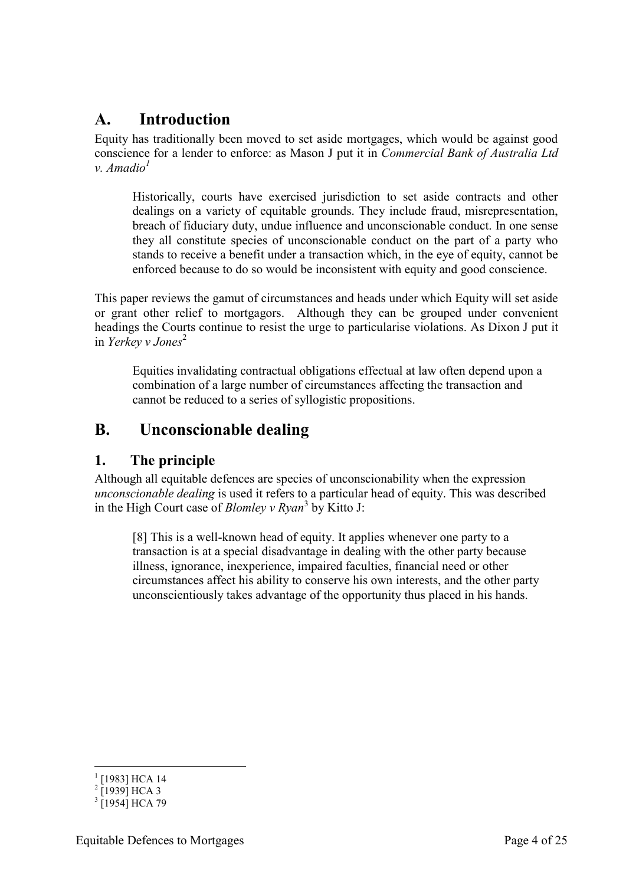## A. Introduction

Equity has traditionally been moved to set aside mortgages, which would be against good conscience for a lender to enforce: as Mason J put it in *Commercial Bank of Australia Ltd v. Amadio*[1]

> Historically, courts have exercised jurisdiction to set aside contracts and other dealings on a variety of equitable grounds. They include fraud, misrepresentation, breach of fiduciary duty, undue influence and unconscionable conduct. In one sense they all constitute species of unconscionable conduct on the part of a party who stands to receive a benefit under a transaction which, in the eye of equity, cannot be enforced because to do so would be inconsistent with equity and good conscience.

This paper reviews the gamut of circumstances and heads under which Equity will set aside or grant other relief to mortgagors. Although they can be grouped under convenient headings the Courts continue to resist the urge to particularise violations. As Dixon J put it in *Yerkey v Jones*[2]

> Equities invalidating contractual obligations effectual at law often depend upon a combination of a large number of circumstances affecting the transaction and cannot be reduced to a series of syllogistic propositions.

## B. Unconscionable dealing

### 1. The principle

Although all equitable defences are species of unconscionability when the expression *unconscionable dealing* is used it refers to a particular head of equity. This was described in the High Court case of *Blomley v Ryan*[3] by Kitto J:

> [8] This is a well-known head of equity. It applies whenever one party to a transaction is at a special disadvantage in dealing with the other party because illness, ignorance, inexperience, impaired faculties, financial need or other circumstances affect his ability to conserve his own interests, and the other party unconscientiously takes advantage of the opportunity thus placed in his hands.

---

[1] [1983] HCA 14

[2] [1939] HCA 3

[3] [1954] HCA 79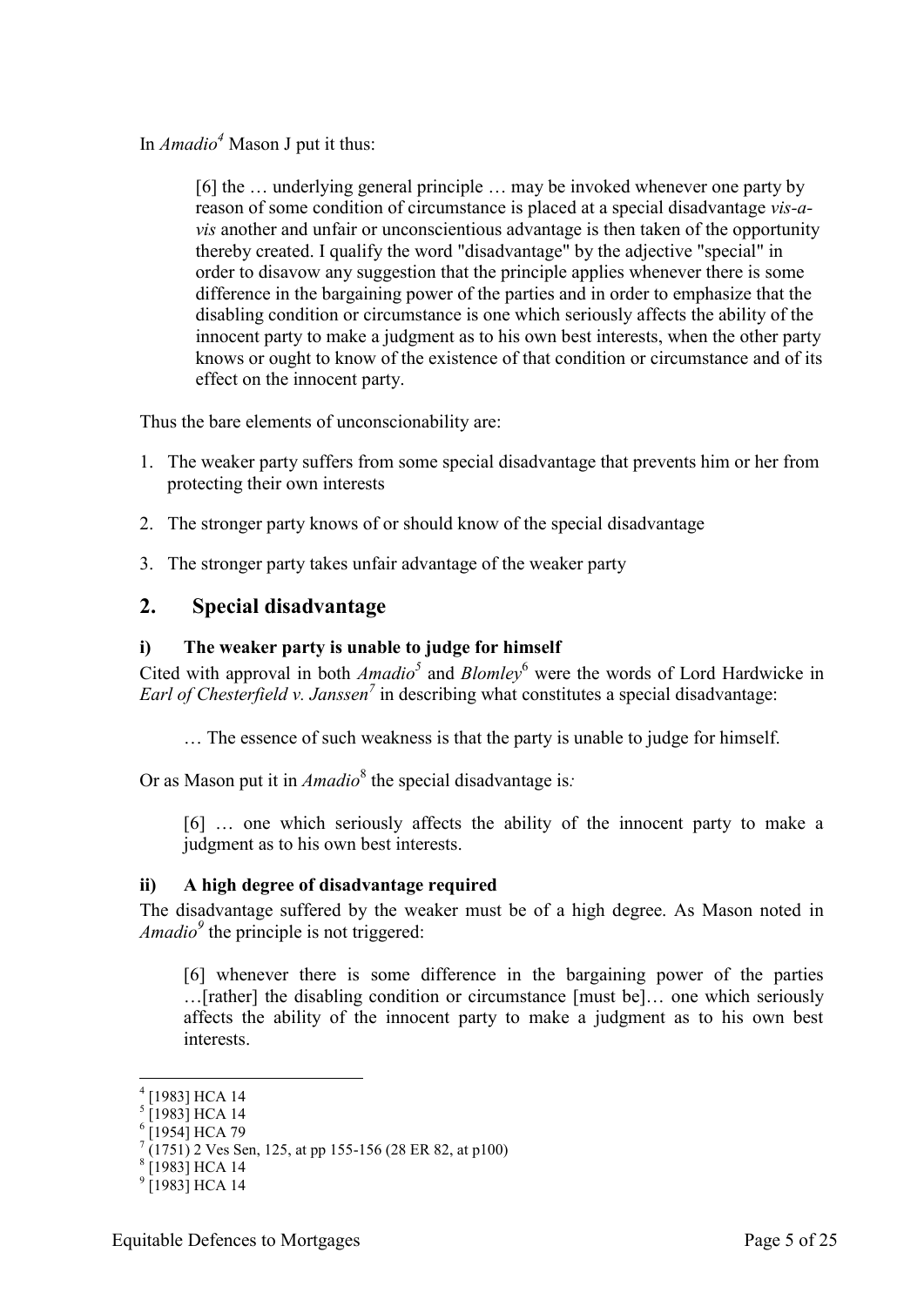In *Amadio*[4] Mason J put it thus:

> [6] the … underlying general principle … may be invoked whenever one party by reason of some condition of circumstance is placed at a special disadvantage *vis-a-vis* another and unfair or unconscientious advantage is then taken of the opportunity thereby created. I qualify the word "disadvantage" by the adjective "special" in order to disavow any suggestion that the principle applies whenever there is some difference in the bargaining power of the parties and in order to emphasize that the disabling condition or circumstance is one which seriously affects the ability of the innocent party to make a judgment as to his own best interests, when the other party knows or ought to know of the existence of that condition or circumstance and of its effect on the innocent party.

Thus the bare elements of unconscionability are:

1. The weaker party suffers from some special disadvantage that prevents him or her from protecting their own interests
2. The stronger party knows of or should know of the special disadvantage
3. The stronger party takes unfair advantage of the weaker party

## 2. Special disadvantage

### i) The weaker party is unable to judge for himself

Cited with approval in both *Amadio*[5] and *Blomley*[6] were the words of Lord Hardwicke in *Earl of Chesterfield v. Janssen*[7] in describing what constitutes a special disadvantage:

> … The essence of such weakness is that the party is unable to judge for himself.

Or as Mason put it in *Amadio*[8] the special disadvantage is:

> [6] … one which seriously affects the ability of the innocent party to make a judgment as to his own best interests.

### ii) A high degree of disadvantage required

The disadvantage suffered by the weaker must be of a high degree. As Mason noted in *Amadio*[9] the principle is not triggered:

> [6] whenever there is some difference in the bargaining power of the parties …[rather] the disabling condition or circumstance [must be]… one which seriously affects the ability of the innocent party to make a judgment as to his own best interests.

---

[4] [1983] HCA 14
[5] [1983] HCA 14
[6] [1954] HCA 79
[7] (1751) 2 Ves Sen, 125, at pp 155-156 (28 ER 82, at p100)
[8] [1983] HCA 14
[9] [1983] HCA 14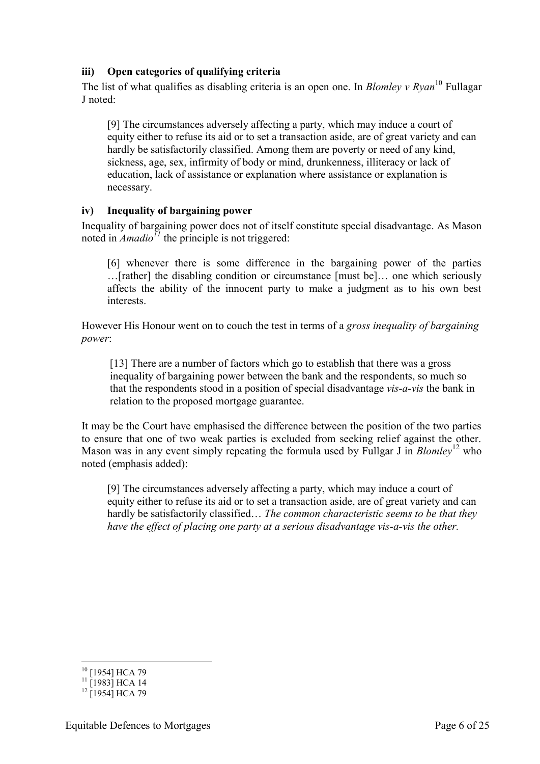### iii) Open categories of qualifying criteria

The list of what qualifies as disabling criteria is an open one. In *Blomley v Ryan*[10] Fullagar J noted:

> [9] The circumstances adversely affecting a party, which may induce a court of equity either to refuse its aid or to set a transaction aside, are of great variety and can hardly be satisfactorily classified. Among them are poverty or need of any kind, sickness, age, sex, infirmity of body or mind, drunkenness, illiteracy or lack of education, lack of assistance or explanation where assistance or explanation is necessary.

### iv) Inequality of bargaining power

Inequality of bargaining power does not of itself constitute special disadvantage. As Mason noted in *Amadio*[11] the principle is not triggered:

> [6] whenever there is some difference in the bargaining power of the parties …[rather] the disabling condition or circumstance [must be]… one which seriously affects the ability of the innocent party to make a judgment as to his own best interests.

However His Honour went on to couch the test in terms of a *gross inequality of bargaining power*:

> [13] There are a number of factors which go to establish that there was a gross inequality of bargaining power between the bank and the respondents, so much so that the respondents stood in a position of special disadvantage *vis-a-vis* the bank in relation to the proposed mortgage guarantee.

It may be the Court have emphasised the difference between the position of the two parties to ensure that one of two weak parties is excluded from seeking relief against the other. Mason was in any event simply repeating the formula used by Fullgar J in *Blomley*[12] who noted (emphasis added):

> [9] The circumstances adversely affecting a party, which may induce a court of equity either to refuse its aid or to set a transaction aside, are of great variety and can hardly be satisfactorily classified… *The common characteristic seems to be that they have the effect of placing one party at a serious disadvantage vis-a-vis the other.*

---

[10] [1954] HCA 79
[11] [1983] HCA 14
[12] [1954] HCA 79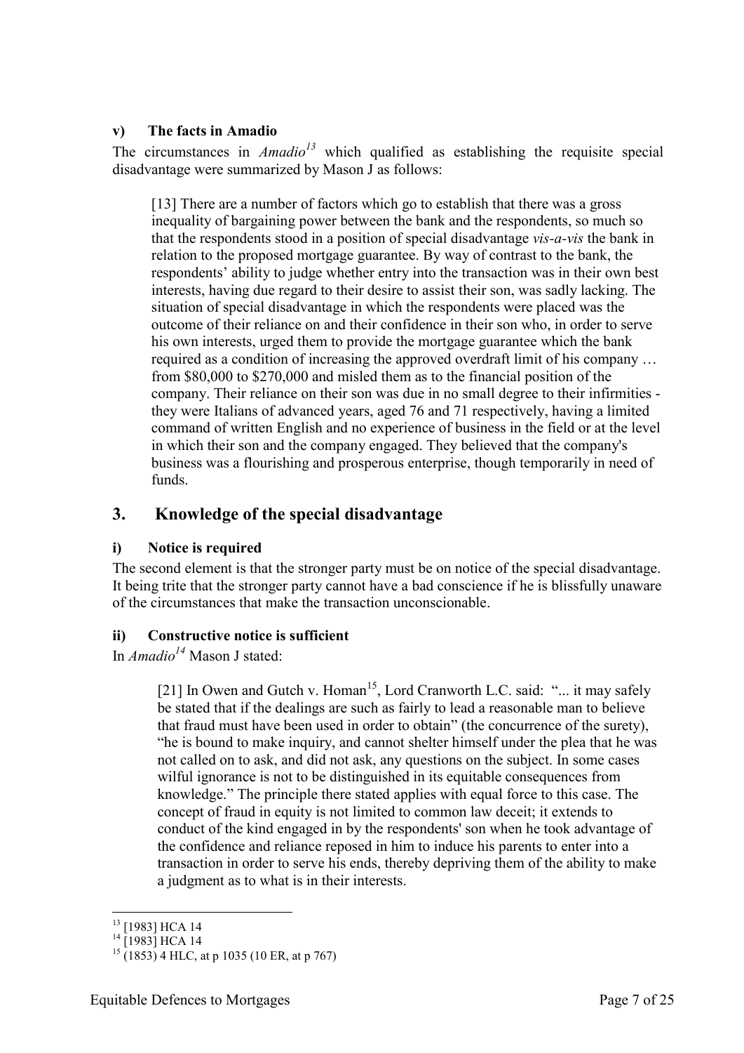### v) The facts in Amadio

The circumstances in *Amadio*[13] which qualified as establishing the requisite special disadvantage were summarized by Mason J as follows:

> [13] There are a number of factors which go to establish that there was a gross inequality of bargaining power between the bank and the respondents, so much so that the respondents stood in a position of special disadvantage *vis-a-vis* the bank in relation to the proposed mortgage guarantee. By way of contrast to the bank, the respondents' ability to judge whether entry into the transaction was in their own best interests, having due regard to their desire to assist their son, was sadly lacking. The situation of special disadvantage in which the respondents were placed was the outcome of their reliance on and their confidence in their son who, in order to serve his own interests, urged them to provide the mortgage guarantee which the bank required as a condition of increasing the approved overdraft limit of his company … from $80,000 to $270,000 and misled them as to the financial position of the company. Their reliance on their son was due in no small degree to their infirmities - they were Italians of advanced years, aged 76 and 71 respectively, having a limited command of written English and no experience of business in the field or at the level in which their son and the company engaged. They believed that the company's business was a flourishing and prosperous enterprise, though temporarily in need of funds.

## 3. Knowledge of the special disadvantage

### i) Notice is required

The second element is that the stronger party must be on notice of the special disadvantage. It being trite that the stronger party cannot have a bad conscience if he is blissfully unaware of the circumstances that make the transaction unconscionable.

### ii) Constructive notice is sufficient

In *Amadio*[14] Mason J stated:

> [21] In Owen and Gutch v. Homan[15], Lord Cranworth L.C. said: "... it may safely be stated that if the dealings are such as fairly to lead a reasonable man to believe that fraud must have been used in order to obtain" (the concurrence of the surety), "he is bound to make inquiry, and cannot shelter himself under the plea that he was not called on to ask, and did not ask, any questions on the subject. In some cases wilful ignorance is not to be distinguished in its equitable consequences from knowledge." The principle there stated applies with equal force to this case. The concept of fraud in equity is not limited to common law deceit; it extends to conduct of the kind engaged in by the respondents' son when he took advantage of the confidence and reliance reposed in him to induce his parents to enter into a transaction in order to serve his ends, thereby depriving them of the ability to make a judgment as to what is in their interests.

---

[13] [1983] HCA 14

[14] [1983] HCA 14

[15] (1853) 4 HLC, at p 1035 (10 ER, at p 767)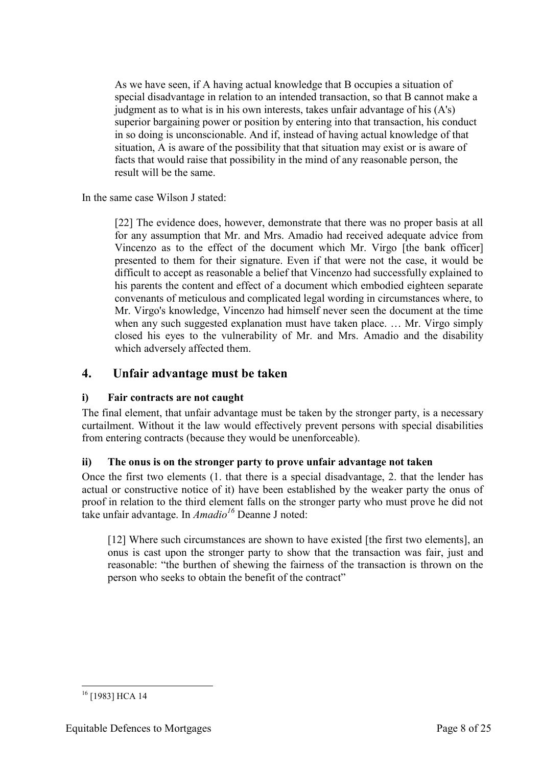> As we have seen, if A having actual knowledge that B occupies a situation of special disadvantage in relation to an intended transaction, so that B cannot make a judgment as to what is in his own interests, takes unfair advantage of his (A's) superior bargaining power or position by entering into that transaction, his conduct in so doing is unconscionable. And if, instead of having actual knowledge of that situation, A is aware of the possibility that that situation may exist or is aware of facts that would raise that possibility in the mind of any reasonable person, the result will be the same.

In the same case Wilson J stated:

> [22] The evidence does, however, demonstrate that there was no proper basis at all for any assumption that Mr. and Mrs. Amadio had received adequate advice from Vincenzo as to the effect of the document which Mr. Virgo [the bank officer] presented to them for their signature. Even if that were not the case, it would be difficult to accept as reasonable a belief that Vincenzo had successfully explained to his parents the content and effect of a document which embodied eighteen separate convenants of meticulous and complicated legal wording in circumstances where, to Mr. Virgo's knowledge, Vincenzo had himself never seen the document at the time when any such suggested explanation must have taken place. … Mr. Virgo simply closed his eyes to the vulnerability of Mr. and Mrs. Amadio and the disability which adversely affected them.

## 4. Unfair advantage must be taken

### i) Fair contracts are not caught

The final element, that unfair advantage must be taken by the stronger party, is a necessary curtailment. Without it the law would effectively prevent persons with special disabilities from entering contracts (because they would be unenforceable).

### ii) The onus is on the stronger party to prove unfair advantage not taken

Once the first two elements (1. that there is a special disadvantage, 2. that the lender has actual or constructive notice of it) have been established by the weaker party the onus of proof in relation to the third element falls on the stronger party who must prove he did not take unfair advantage. In *Amadio*[16] Deanne J noted:

> [12] Where such circumstances are shown to have existed [the first two elements], an onus is cast upon the stronger party to show that the transaction was fair, just and reasonable: "the burthen of shewing the fairness of the transaction is thrown on the person who seeks to obtain the benefit of the contract"

---

[16] [1983] HCA 14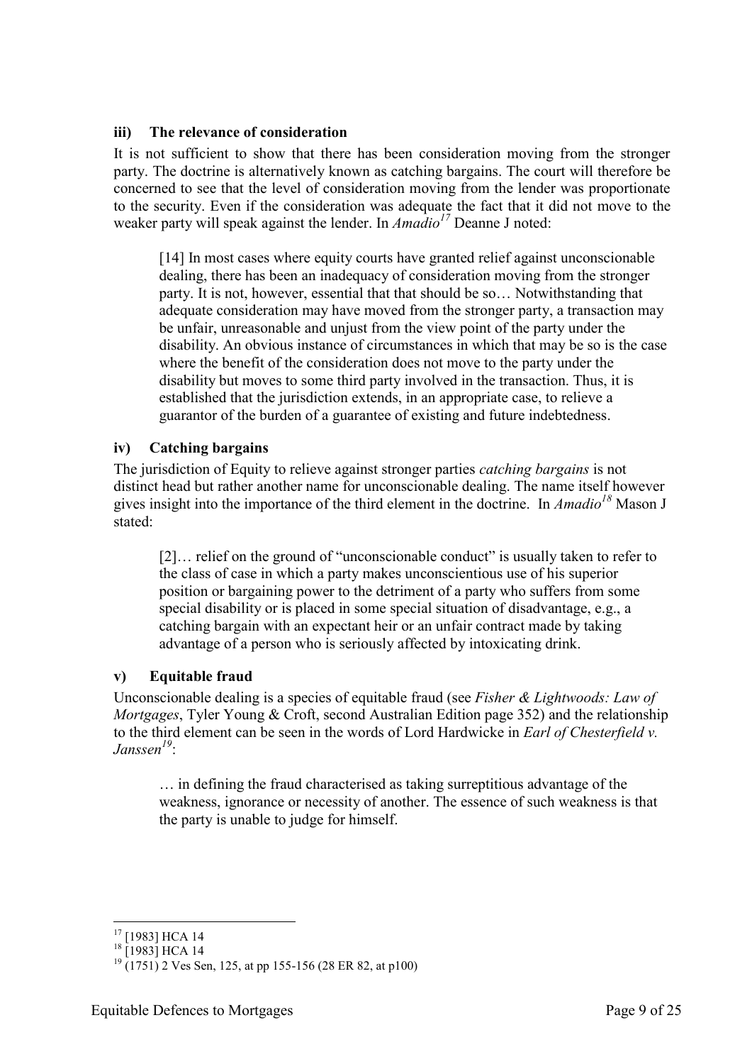### iii) The relevance of consideration

It is not sufficient to show that there has been consideration moving from the stronger party. The doctrine is alternatively known as catching bargains. The court will therefore be concerned to see that the level of consideration moving from the lender was proportionate to the security. Even if the consideration was adequate the fact that it did not move to the weaker party will speak against the lender. In *Amadio*[17] Deanne J noted:

> [14] In most cases where equity courts have granted relief against unconscionable dealing, there has been an inadequacy of consideration moving from the stronger party. It is not, however, essential that that should be so… Notwithstanding that adequate consideration may have moved from the stronger party, a transaction may be unfair, unreasonable and unjust from the view point of the party under the disability. An obvious instance of circumstances in which that may be so is the case where the benefit of the consideration does not move to the party under the disability but moves to some third party involved in the transaction. Thus, it is established that the jurisdiction extends, in an appropriate case, to relieve a guarantor of the burden of a guarantee of existing and future indebtedness.

### iv) Catching bargains

The jurisdiction of Equity to relieve against stronger parties *catching bargains* is not distinct head but rather another name for unconscionable dealing. The name itself however gives insight into the importance of the third element in the doctrine. In *Amadio*[18] Mason J stated:

> [2]… relief on the ground of "unconscionable conduct" is usually taken to refer to the class of case in which a party makes unconscientious use of his superior position or bargaining power to the detriment of a party who suffers from some special disability or is placed in some special situation of disadvantage, e.g., a catching bargain with an expectant heir or an unfair contract made by taking advantage of a person who is seriously affected by intoxicating drink.

### v) Equitable fraud

Unconscionable dealing is a species of equitable fraud (see *Fisher & Lightwoods: Law of Mortgages*, Tyler Young & Croft, second Australian Edition page 352) and the relationship to the third element can be seen in the words of Lord Hardwicke in *Earl of Chesterfield v. Janssen*[19]:

> … in defining the fraud characterised as taking surreptitious advantage of the weakness, ignorance or necessity of another. The essence of such weakness is that the party is unable to judge for himself.

---

[17] [1983] HCA 14

[18] [1983] HCA 14

[19] (1751) 2 Ves Sen, 125, at pp 155-156 (28 ER 82, at p100)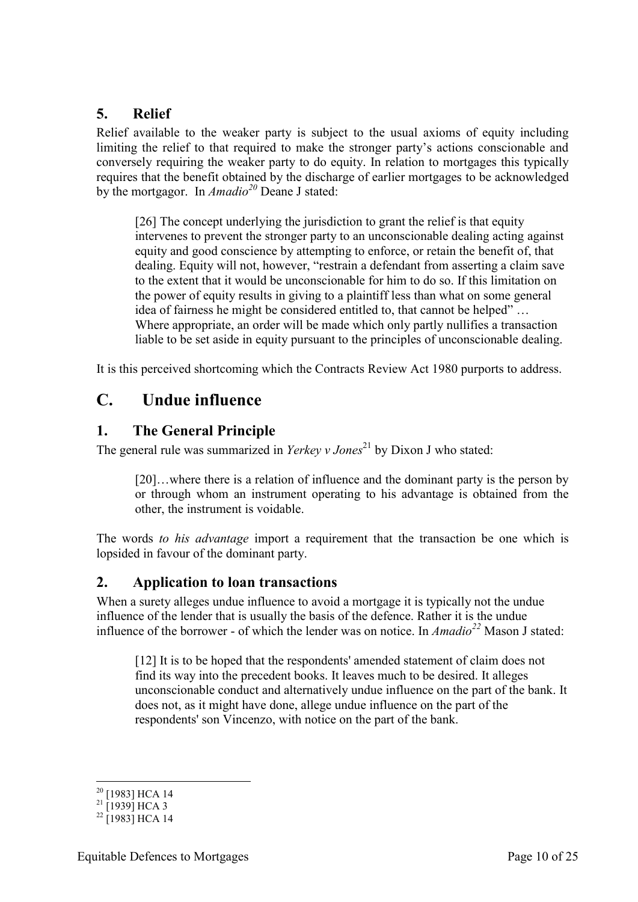## 5. Relief

Relief available to the weaker party is subject to the usual axioms of equity including limiting the relief to that required to make the stronger party's actions conscionable and conversely requiring the weaker party to do equity. In relation to mortgages this typically requires that the benefit obtained by the discharge of earlier mortgages to be acknowledged by the mortgagor. In *Amadio*[20] Deane J stated:

> [26] The concept underlying the jurisdiction to grant the relief is that equity intervenes to prevent the stronger party to an unconscionable dealing acting against equity and good conscience by attempting to enforce, or retain the benefit of, that dealing. Equity will not, however, "restrain a defendant from asserting a claim save to the extent that it would be unconscionable for him to do so. If this limitation on the power of equity results in giving to a plaintiff less than what on some general idea of fairness he might be considered entitled to, that cannot be helped" … Where appropriate, an order will be made which only partly nullifies a transaction liable to be set aside in equity pursuant to the principles of unconscionable dealing.

It is this perceived shortcoming which the Contracts Review Act 1980 purports to address.

# C. Undue influence

## 1. The General Principle

The general rule was summarized in *Yerkey v Jones*[21] by Dixon J who stated:

> [20]…where there is a relation of influence and the dominant party is the person by or through whom an instrument operating to his advantage is obtained from the other, the instrument is voidable.

The words *to his advantage* import a requirement that the transaction be one which is lopsided in favour of the dominant party.

## 2. Application to loan transactions

When a surety alleges undue influence to avoid a mortgage it is typically not the undue influence of the lender that is usually the basis of the defence. Rather it is the undue influence of the borrower - of which the lender was on notice. In *Amadio*[22] Mason J stated:

> [12] It is to be hoped that the respondents' amended statement of claim does not find its way into the precedent books. It leaves much to be desired. It alleges unconscionable conduct and alternatively undue influence on the part of the bank. It does not, as it might have done, allege undue influence on the part of the respondents' son Vincenzo, with notice on the part of the bank.

---

[20] [1983] HCA 14

[21] [1939] HCA 3

[22] [1983] HCA 14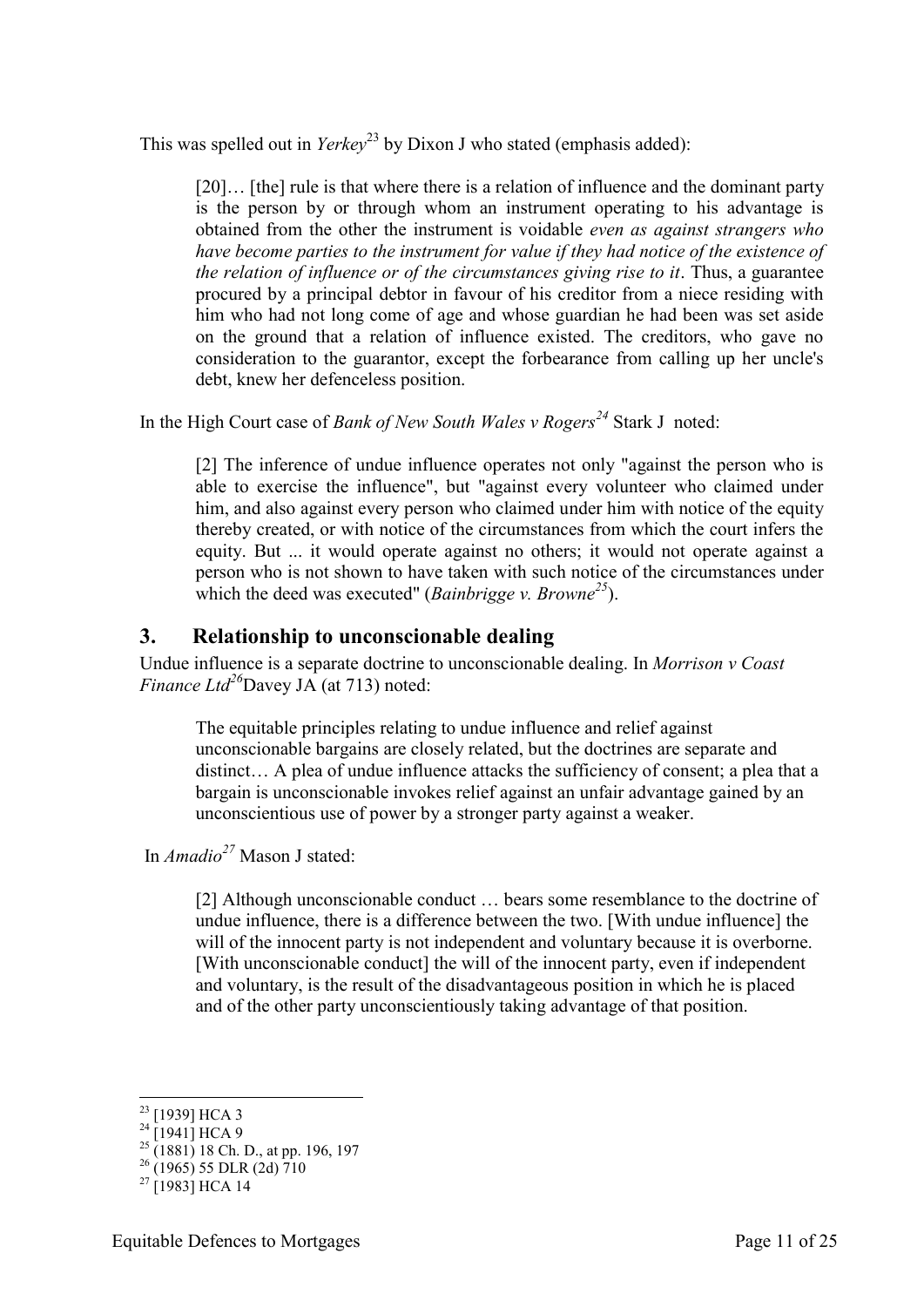This was spelled out in *Yerkey*[23] by Dixon J who stated (emphasis added):

> [20]… [the] rule is that where there is a relation of influence and the dominant party is the person by or through whom an instrument operating to his advantage is obtained from the other the instrument is voidable *even as against strangers who have become parties to the instrument for value if they had notice of the existence of the relation of influence or of the circumstances giving rise to it*. Thus, a guarantee procured by a principal debtor in favour of his creditor from a niece residing with him who had not long come of age and whose guardian he had been was set aside on the ground that a relation of influence existed. The creditors, who gave no consideration to the guarantor, except the forbearance from calling up her uncle's debt, knew her defenceless position.

In the High Court case of *Bank of New South Wales v Rogers*[24] Stark J noted:

> [2] The inference of undue influence operates not only "against the person who is able to exercise the influence", but "against every volunteer who claimed under him, and also against every person who claimed under him with notice of the equity thereby created, or with notice of the circumstances from which the court infers the equity. But ... it would operate against no others; it would not operate against a person who is not shown to have taken with such notice of the circumstances under which the deed was executed" (*Bainbrigge v. Browne*[25]).

## 3. Relationship to unconscionable dealing

Undue influence is a separate doctrine to unconscionable dealing. In *Morrison v Coast Finance Ltd*[26] Davey JA (at 713) noted:

> The equitable principles relating to undue influence and relief against unconscionable bargains are closely related, but the doctrines are separate and distinct… A plea of undue influence attacks the sufficiency of consent; a plea that a bargain is unconscionable invokes relief against an unfair advantage gained by an unconscientious use of power by a stronger party against a weaker.

In *Amadio*[27] Mason J stated:

> [2] Although unconscionable conduct … bears some resemblance to the doctrine of undue influence, there is a difference between the two. [With undue influence] the will of the innocent party is not independent and voluntary because it is overborne. [With unconscionable conduct] the will of the innocent party, even if independent and voluntary, is the result of the disadvantageous position in which he is placed and of the other party unconscientiously taking advantage of that position.

---

[23] [1939] HCA 3

[24] [1941] HCA 9

[25] (1881) 18 Ch. D., at pp. 196, 197

[26] (1965) 55 DLR (2d) 710

[27] [1983] HCA 14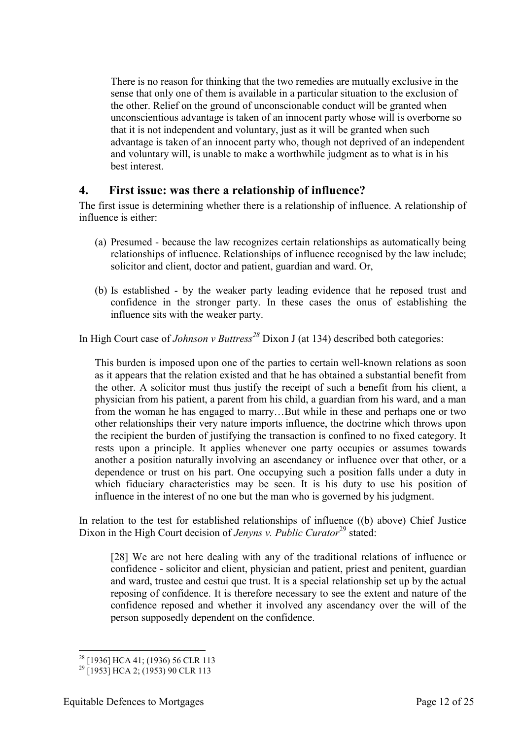> There is no reason for thinking that the two remedies are mutually exclusive in the sense that only one of them is available in a particular situation to the exclusion of the other. Relief on the ground of unconscionable conduct will be granted when unconscientious advantage is taken of an innocent party whose will is overborne so that it is not independent and voluntary, just as it will be granted when such advantage is taken of an innocent party who, though not deprived of an independent and voluntary will, is unable to make a worthwhile judgment as to what is in his best interest.

## 4. First issue: was there a relationship of influence?

The first issue is determining whether there is a relationship of influence. A relationship of influence is either:

(a) Presumed - because the law recognizes certain relationships as automatically being relationships of influence. Relationships of influence recognised by the law include; solicitor and client, doctor and patient, guardian and ward. Or,

(b) Is established - by the weaker party leading evidence that he reposed trust and confidence in the stronger party. In these cases the onus of establishing the influence sits with the weaker party.

In High Court case of *Johnson v Buttress*[28] Dixon J (at 134) described both categories:

> This burden is imposed upon one of the parties to certain well-known relations as soon as it appears that the relation existed and that he has obtained a substantial benefit from the other. A solicitor must thus justify the receipt of such a benefit from his client, a physician from his patient, a parent from his child, a guardian from his ward, and a man from the woman he has engaged to marry…But while in these and perhaps one or two other relationships their very nature imports influence, the doctrine which throws upon the recipient the burden of justifying the transaction is confined to no fixed category. It rests upon a principle. It applies whenever one party occupies or assumes towards another a position naturally involving an ascendancy or influence over that other, or a dependence or trust on his part. One occupying such a position falls under a duty in which fiduciary characteristics may be seen. It is his duty to use his position of influence in the interest of no one but the man who is governed by his judgment.

In relation to the test for established relationships of influence ((b) above) Chief Justice Dixon in the High Court decision of *Jenyns v. Public Curator*[29] stated:

> [28] We are not here dealing with any of the traditional relations of influence or confidence - solicitor and client, physician and patient, priest and penitent, guardian and ward, trustee and cestui que trust. It is a special relationship set up by the actual reposing of confidence. It is therefore necessary to see the extent and nature of the confidence reposed and whether it involved any ascendancy over the will of the person supposedly dependent on the confidence.

---

[28] [1936] HCA 41; (1936) 56 CLR 113

[29] [1953] HCA 2; (1953) 90 CLR 113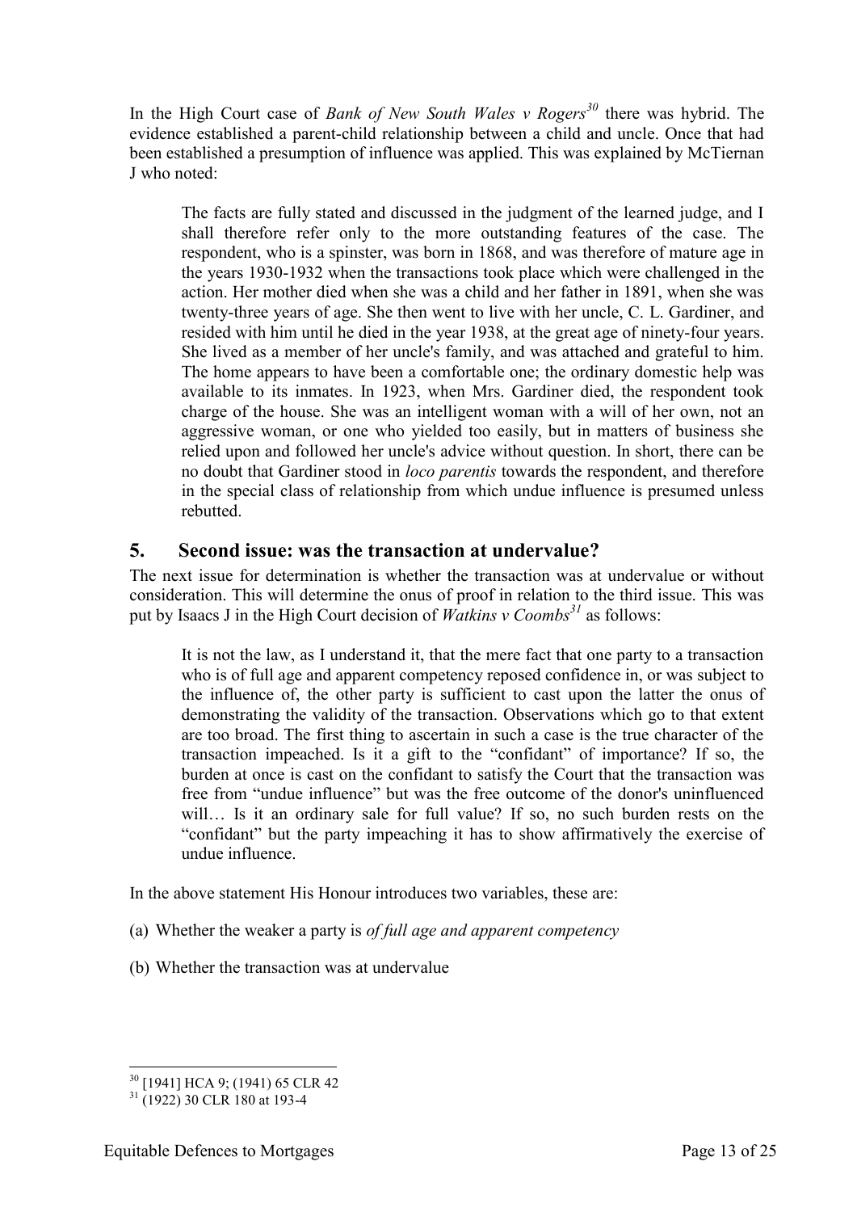In the High Court case of *Bank of New South Wales v Rogers*[30] there was hybrid. The evidence established a parent-child relationship between a child and uncle. Once that had been established a presumption of influence was applied. This was explained by McTiernan J who noted:

> The facts are fully stated and discussed in the judgment of the learned judge, and I shall therefore refer only to the more outstanding features of the case. The respondent, who is a spinster, was born in 1868, and was therefore of mature age in the years 1930-1932 when the transactions took place which were challenged in the action. Her mother died when she was a child and her father in 1891, when she was twenty-three years of age. She then went to live with her uncle, C. L. Gardiner, and resided with him until he died in the year 1938, at the great age of ninety-four years. She lived as a member of her uncle's family, and was attached and grateful to him. The home appears to have been a comfortable one; the ordinary domestic help was available to its inmates. In 1923, when Mrs. Gardiner died, the respondent took charge of the house. She was an intelligent woman with a will of her own, not an aggressive woman, or one who yielded too easily, but in matters of business she relied upon and followed her uncle's advice without question. In short, there can be no doubt that Gardiner stood in *loco parentis* towards the respondent, and therefore in the special class of relationship from which undue influence is presumed unless rebutted.

## 5. Second issue: was the transaction at undervalue?

The next issue for determination is whether the transaction was at undervalue or without consideration. This will determine the onus of proof in relation to the third issue. This was put by Isaacs J in the High Court decision of *Watkins v Coombs*[31] as follows:

> It is not the law, as I understand it, that the mere fact that one party to a transaction who is of full age and apparent competency reposed confidence in, or was subject to the influence of, the other party is sufficient to cast upon the latter the onus of demonstrating the validity of the transaction. Observations which go to that extent are too broad. The first thing to ascertain in such a case is the true character of the transaction impeached. Is it a gift to the "confidant" of importance? If so, the burden at once is cast on the confidant to satisfy the Court that the transaction was free from "undue influence" but was the free outcome of the donor's uninfluenced will… Is it an ordinary sale for full value? If so, no such burden rests on the "confidant" but the party impeaching it has to show affirmatively the exercise of undue influence.

In the above statement His Honour introduces two variables, these are:

(a) Whether the weaker a party is *of full age and apparent competency*

(b) Whether the transaction was at undervalue

---

[30] [1941] HCA 9; (1941) 65 CLR 42

[31] (1922) 30 CLR 180 at 193-4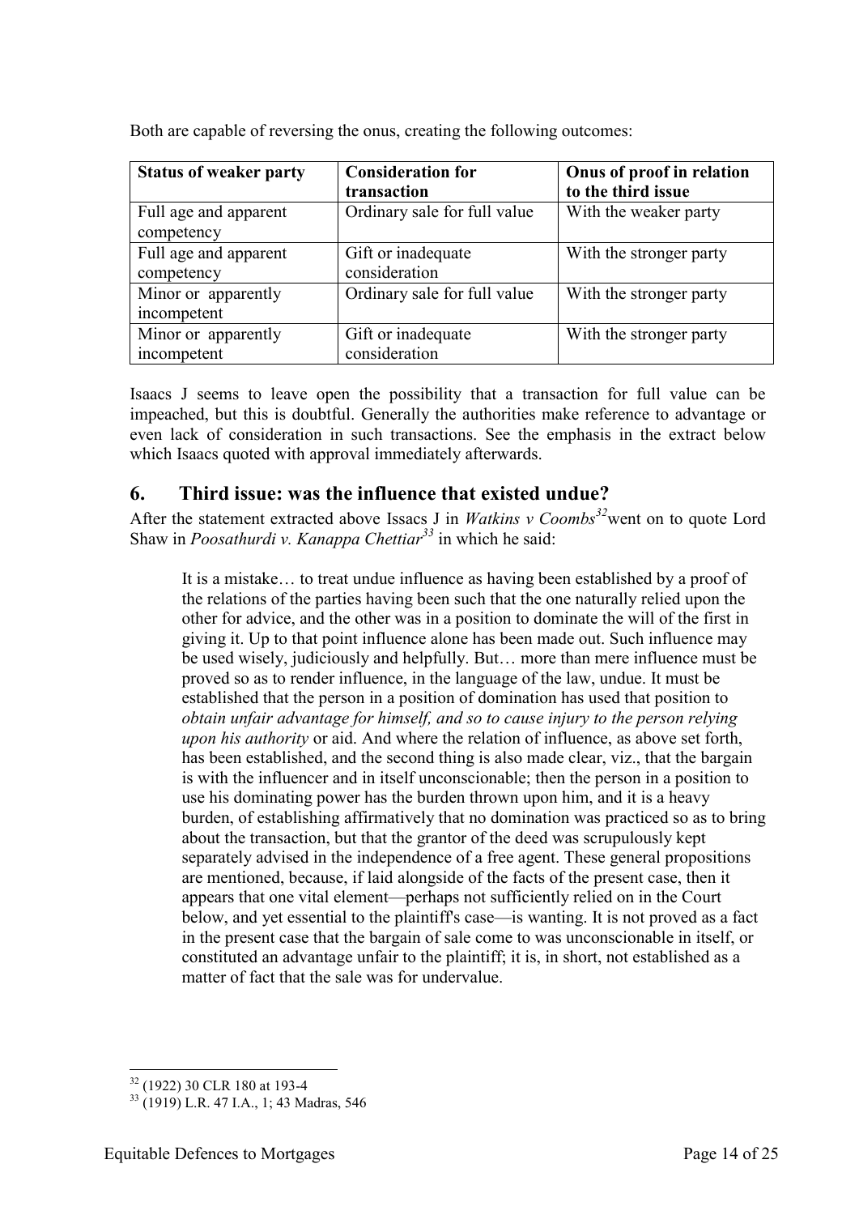Both are capable of reversing the onus, creating the following outcomes:

| Status of weaker party | Consideration for transaction | Onus of proof in relation to the third issue |
|---|---|---|
| Full age and apparent competency | Ordinary sale for full value | With the weaker party |
| Full age and apparent competency | Gift or inadequate consideration | With the stronger party |
| Minor or apparently incompetent | Ordinary sale for full value | With the stronger party |
| Minor or apparently incompetent | Gift or inadequate consideration | With the stronger party |

Isaacs J seems to leave open the possibility that a transaction for full value can be impeached, but this is doubtful. Generally the authorities make reference to advantage or even lack of consideration in such transactions. See the emphasis in the extract below which Isaacs quoted with approval immediately afterwards.

## 6. Third issue: was the influence that existed undue?

After the statement extracted above Issacs J in *Watkins v Coombs*[32] went on to quote Lord Shaw in *Poosathurdi v. Kanappa Chettiar*[33] in which he said:

> It is a mistake… to treat undue influence as having been established by a proof of the relations of the parties having been such that the one naturally relied upon the other for advice, and the other was in a position to dominate the will of the first in giving it. Up to that point influence alone has been made out. Such influence may be used wisely, judiciously and helpfully. But… more than mere influence must be proved so as to render influence, in the language of the law, undue. It must be established that the person in a position of domination has used that position to *obtain unfair advantage for himself, and so to cause injury to the person relying upon his authority* or aid. And where the relation of influence, as above set forth, has been established, and the second thing is also made clear, viz., that the bargain is with the influencer and in itself unconscionable; then the person in a position to use his dominating power has the burden thrown upon him, and it is a heavy burden, of establishing affirmatively that no domination was practiced so as to bring about the transaction, but that the grantor of the deed was scrupulously kept separately advised in the independence of a free agent. These general propositions are mentioned, because, if laid alongside of the facts of the present case, then it appears that one vital element—perhaps not sufficiently relied on in the Court below, and yet essential to the plaintiff's case—is wanting. It is not proved as a fact in the present case that the bargain of sale come to was unconscionable in itself, or constituted an advantage unfair to the plaintiff; it is, in short, not established as a matter of fact that the sale was for undervalue.

---

[32] (1922) 30 CLR 180 at 193-4

[33] (1919) L.R. 47 I.A., 1; 43 Madras, 546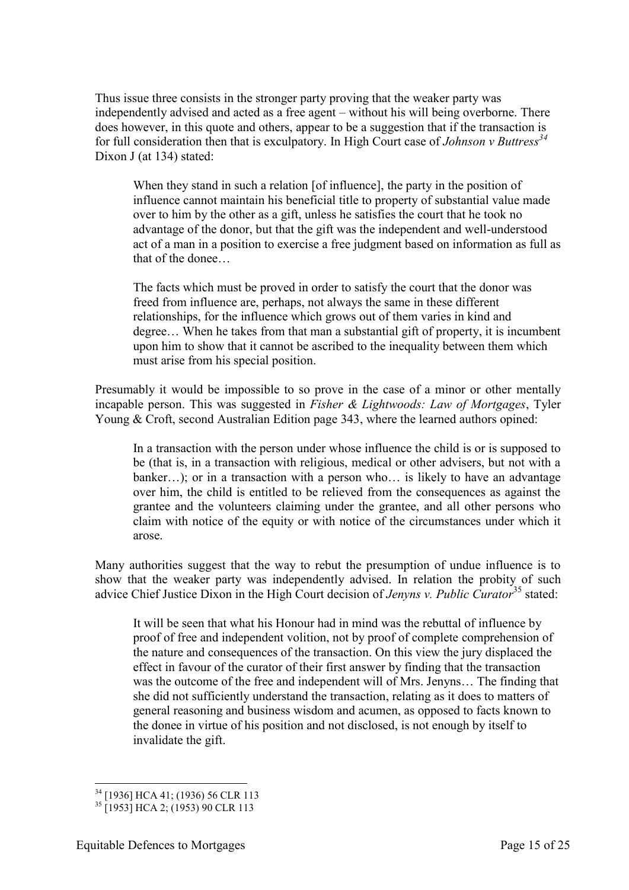Thus issue three consists in the stronger party proving that the weaker party was independently advised and acted as a free agent – without his will being overborne. There does however, in this quote and others, appear to be a suggestion that if the transaction is for full consideration then that is exculpatory. In High Court case of *Johnson v Buttress*[34] Dixon J (at 134) stated:

> When they stand in such a relation [of influence], the party in the position of influence cannot maintain his beneficial title to property of substantial value made over to him by the other as a gift, unless he satisfies the court that he took no advantage of the donor, but that the gift was the independent and well-understood act of a man in a position to exercise a free judgment based on information as full as that of the donee…
>
> The facts which must be proved in order to satisfy the court that the donor was freed from influence are, perhaps, not always the same in these different relationships, for the influence which grows out of them varies in kind and degree… When he takes from that man a substantial gift of property, it is incumbent upon him to show that it cannot be ascribed to the inequality between them which must arise from his special position.

Presumably it would be impossible to so prove in the case of a minor or other mentally incapable person. This was suggested in *Fisher & Lightwoods: Law of Mortgages*, Tyler Young & Croft, second Australian Edition page 343, where the learned authors opined:

> In a transaction with the person under whose influence the child is or is supposed to be (that is, in a transaction with religious, medical or other advisers, but not with a banker…); or in a transaction with a person who… is likely to have an advantage over him, the child is entitled to be relieved from the consequences as against the grantee and the volunteers claiming under the grantee, and all other persons who claim with notice of the equity or with notice of the circumstances under which it arose.

Many authorities suggest that the way to rebut the presumption of undue influence is to show that the weaker party was independently advised. In relation the probity of such advice Chief Justice Dixon in the High Court decision of *Jenyns v. Public Curator*[35] stated:

> It will be seen that what his Honour had in mind was the rebuttal of influence by proof of free and independent volition, not by proof of complete comprehension of the nature and consequences of the transaction. On this view the jury displaced the effect in favour of the curator of their first answer by finding that the transaction was the outcome of the free and independent will of Mrs. Jenyns… The finding that she did not sufficiently understand the transaction, relating as it does to matters of general reasoning and business wisdom and acumen, as opposed to facts known to the donee in virtue of his position and not disclosed, is not enough by itself to invalidate the gift.

---

[34] [1936] HCA 41; (1936) 56 CLR 113

[35] [1953] HCA 2; (1953) 90 CLR 113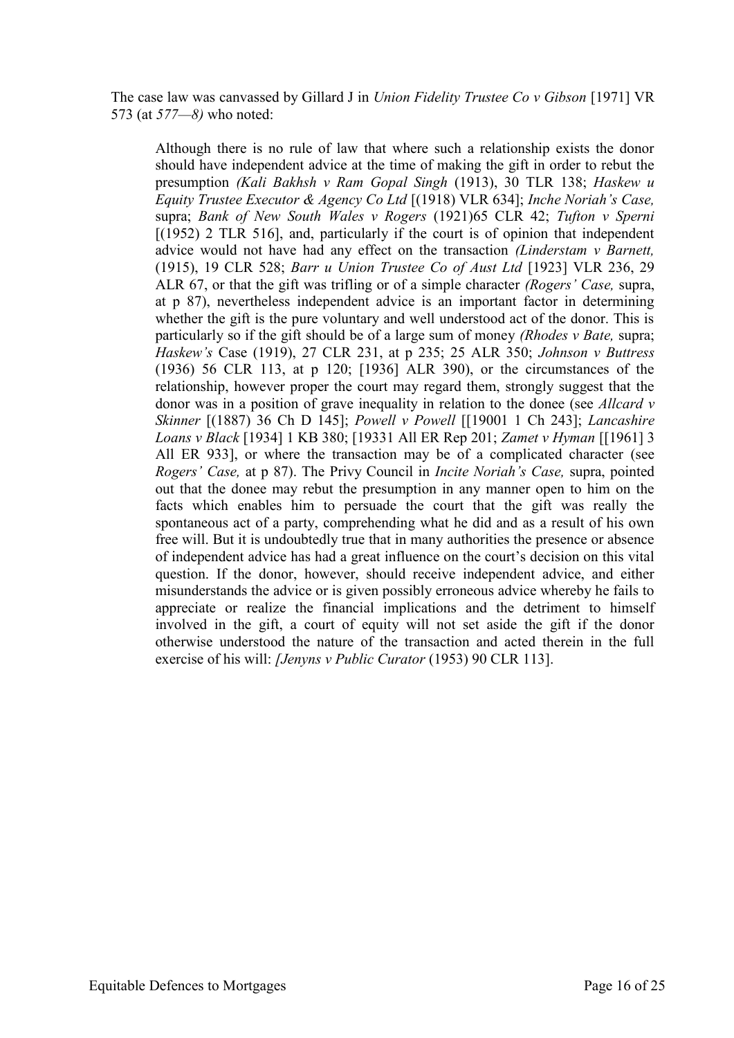The case law was canvassed by Gillard J in *Union Fidelity Trustee Co v Gibson* [1971] VR 573 (at *577—8)* who noted:

> Although there is no rule of law that where such a relationship exists the donor should have independent advice at the time of making the gift in order to rebut the presumption *(Kali Bakhsh v Ram Gopal Singh* (1913), 30 TLR 138; *Haskew u Equity Trustee Executor & Agency Co Ltd* [(1918) VLR 634]; *Inche Noriah's Case,* supra; *Bank of New South Wales v Rogers* (1921)65 CLR 42; *Tufton v Sperni* [(1952) 2 TLR 516], and, particularly if the court is of opinion that independent advice would not have had any effect on the transaction *(Linderstam v Barnett,* (1915), 19 CLR 528; *Barr u Union Trustee Co of Aust Ltd* [1923] VLR 236, 29 ALR 67, or that the gift was trifling or of a simple character *(Rogers' Case,* supra, at p 87), nevertheless independent advice is an important factor in determining whether the gift is the pure voluntary and well understood act of the donor. This is particularly so if the gift should be of a large sum of money *(Rhodes v Bate,* supra; *Haskew's* Case (1919), 27 CLR 231, at p 235; 25 ALR 350; *Johnson v Buttress* (1936) 56 CLR 113, at p 120; [1936] ALR 390), or the circumstances of the relationship, however proper the court may regard them, strongly suggest that the donor was in a position of grave inequality in relation to the donee (see *Allcard v Skinner* [(1887) 36 Ch D 145]; *Powell v Powell* [[19001 1 Ch 243]; *Lancashire Loans v Black* [1934] 1 KB 380; [19331 All ER Rep 201; *Zamet v Hyman* [[1961] 3 All ER 933], or where the transaction may be of a complicated character (see *Rogers' Case,* at p 87). The Privy Council in *Incite Noriah's Case,* supra, pointed out that the donee may rebut the presumption in any manner open to him on the facts which enables him to persuade the court that the gift was really the spontaneous act of a party, comprehending what he did and as a result of his own free will. But it is undoubtedly true that in many authorities the presence or absence of independent advice has had a great influence on the court's decision on this vital question. If the donor, however, should receive independent advice, and either misunderstands the advice or is given possibly erroneous advice whereby he fails to appreciate or realize the financial implications and the detriment to himself involved in the gift, a court of equity will not set aside the gift if the donor otherwise understood the nature of the transaction and acted therein in the full exercise of his will: *[Jenyns v Public Curator* (1953) 90 CLR 113].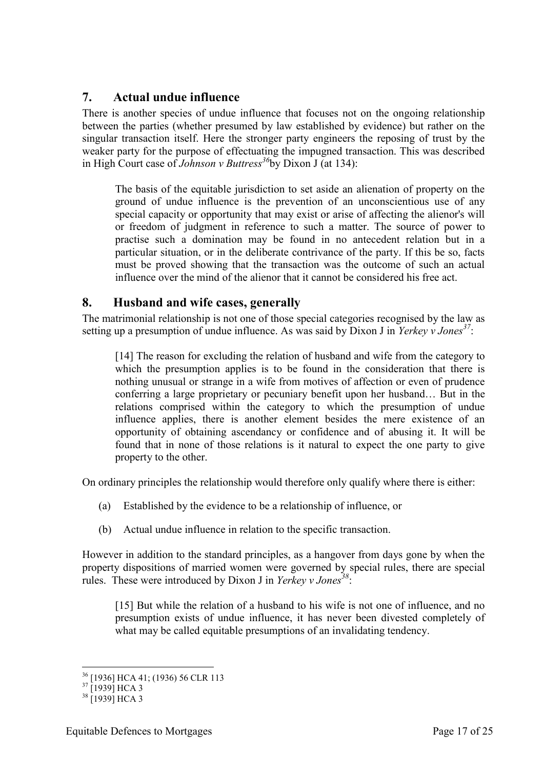## 7. Actual undue influence

There is another species of undue influence that focuses not on the ongoing relationship between the parties (whether presumed by law established by evidence) but rather on the singular transaction itself. Here the stronger party engineers the reposing of trust by the weaker party for the purpose of effectuating the impugned transaction. This was described in High Court case of *Johnson v Buttress*[36]by Dixon J (at 134):

> The basis of the equitable jurisdiction to set aside an alienation of property on the ground of undue influence is the prevention of an unconscientious use of any special capacity or opportunity that may exist or arise of affecting the alienor's will or freedom of judgment in reference to such a matter. The source of power to practise such a domination may be found in no antecedent relation but in a particular situation, or in the deliberate contrivance of the party. If this be so, facts must be proved showing that the transaction was the outcome of such an actual influence over the mind of the alienor that it cannot be considered his free act.

## 8. Husband and wife cases, generally

The matrimonial relationship is not one of those special categories recognised by the law as setting up a presumption of undue influence. As was said by Dixon J in *Yerkey v Jones*[37]:

> [14] The reason for excluding the relation of husband and wife from the category to which the presumption applies is to be found in the consideration that there is nothing unusual or strange in a wife from motives of affection or even of prudence conferring a large proprietary or pecuniary benefit upon her husband… But in the relations comprised within the category to which the presumption of undue influence applies, there is another element besides the mere existence of an opportunity of obtaining ascendancy or confidence and of abusing it. It will be found that in none of those relations is it natural to expect the one party to give property to the other.

On ordinary principles the relationship would therefore only qualify where there is either:

(a) Established by the evidence to be a relationship of influence, or

(b) Actual undue influence in relation to the specific transaction.

However in addition to the standard principles, as a hangover from days gone by when the property dispositions of married women were governed by special rules, there are special rules. These were introduced by Dixon J in *Yerkey v Jones*[38]:

> [15] But while the relation of a husband to his wife is not one of influence, and no presumption exists of undue influence, it has never been divested completely of what may be called equitable presumptions of an invalidating tendency.

---

[36] [1936] HCA 41; (1936) 56 CLR 113

[37] [1939] HCA 3

[38] [1939] HCA 3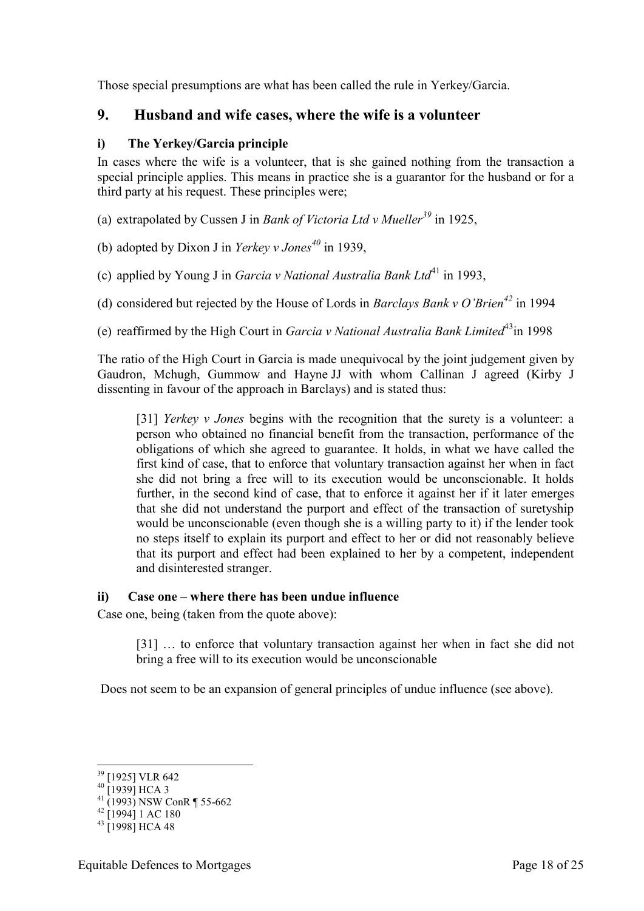Those special presumptions are what has been called the rule in Yerkey/Garcia.

## 9. Husband and wife cases, where the wife is a volunteer

### i) The Yerkey/Garcia principle

In cases where the wife is a volunteer, that is she gained nothing from the transaction a special principle applies. This means in practice she is a guarantor for the husband or for a third party at his request. These principles were;

(a) extrapolated by Cussen J in *Bank of Victoria Ltd v Mueller*[39] in 1925,

(b) adopted by Dixon J in *Yerkey v Jones*[40] in 1939,

(c) applied by Young J in *Garcia v National Australia Bank Ltd*[41] in 1993,

(d) considered but rejected by the House of Lords in *Barclays Bank v O'Brien*[42] in 1994

(e) reaffirmed by the High Court in *Garcia v National Australia Bank Limited*[43] in 1998

The ratio of the High Court in Garcia is made unequivocal by the joint judgement given by Gaudron, Mchugh, Gummow and Hayne JJ with whom Callinan J agreed (Kirby J dissenting in favour of the approach in Barclays) and is stated thus:

> [31] *Yerkey v Jones* begins with the recognition that the surety is a volunteer: a person who obtained no financial benefit from the transaction, performance of the obligations of which she agreed to guarantee. It holds, in what we have called the first kind of case, that to enforce that voluntary transaction against her when in fact she did not bring a free will to its execution would be unconscionable. It holds further, in the second kind of case, that to enforce it against her if it later emerges that she did not understand the purport and effect of the transaction of suretyship would be unconscionable (even though she is a willing party to it) if the lender took no steps itself to explain its purport and effect to her or did not reasonably believe that its purport and effect had been explained to her by a competent, independent and disinterested stranger.

### ii) Case one – where there has been undue influence

Case one, being (taken from the quote above):

> [31] … to enforce that voluntary transaction against her when in fact she did not bring a free will to its execution would be unconscionable

Does not seem to be an expansion of general principles of undue influence (see above).

---

[39] [1925] VLR 642

[40] [1939] HCA 3

[41] (1993) NSW ConR ¶ 55-662

[42] [1994] 1 AC 180

[43] [1998] HCA 48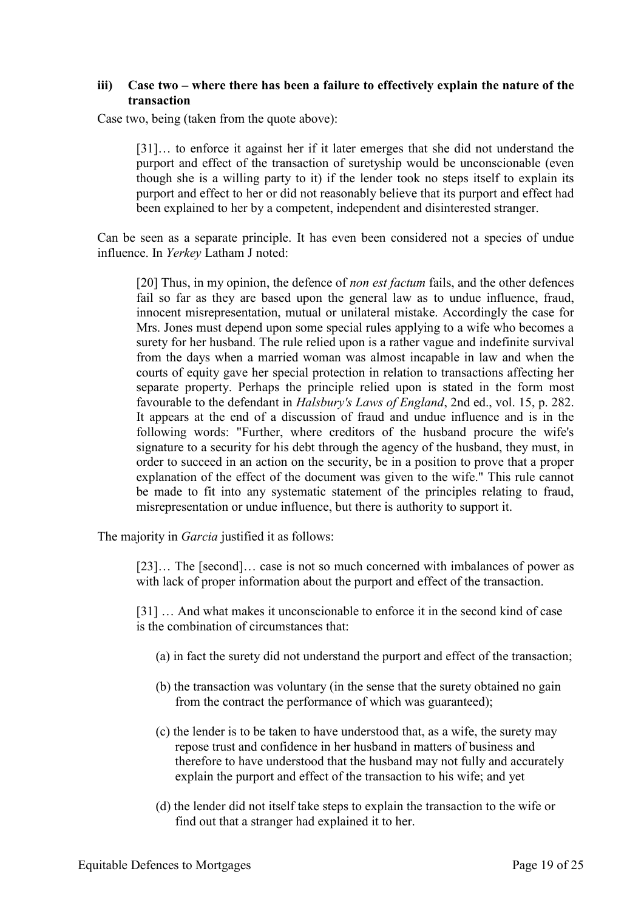### iii) Case two – where there has been a failure to effectively explain the nature of the transaction

Case two, being (taken from the quote above):

> [31]… to enforce it against her if it later emerges that she did not understand the purport and effect of the transaction of suretyship would be unconscionable (even though she is a willing party to it) if the lender took no steps itself to explain its purport and effect to her or did not reasonably believe that its purport and effect had been explained to her by a competent, independent and disinterested stranger.

Can be seen as a separate principle. It has even been considered not a species of undue influence. In *Yerkey* Latham J noted:

> [20] Thus, in my opinion, the defence of *non est factum* fails, and the other defences fail so far as they are based upon the general law as to undue influence, fraud, innocent misrepresentation, mutual or unilateral mistake. Accordingly the case for Mrs. Jones must depend upon some special rules applying to a wife who becomes a surety for her husband. The rule relied upon is a rather vague and indefinite survival from the days when a married woman was almost incapable in law and when the courts of equity gave her special protection in relation to transactions affecting her separate property. Perhaps the principle relied upon is stated in the form most favourable to the defendant in *Halsbury's Laws of England*, 2nd ed., vol. 15, p. 282. It appears at the end of a discussion of fraud and undue influence and is in the following words: "Further, where creditors of the husband procure the wife's signature to a security for his debt through the agency of the husband, they must, in order to succeed in an action on the security, be in a position to prove that a proper explanation of the effect of the document was given to the wife." This rule cannot be made to fit into any systematic statement of the principles relating to fraud, misrepresentation or undue influence, but there is authority to support it.

The majority in *Garcia* justified it as follows:

> [23]… The [second]… case is not so much concerned with imbalances of power as with lack of proper information about the purport and effect of the transaction.
>
> [31] … And what makes it unconscionable to enforce it in the second kind of case is the combination of circumstances that:
>
> (a) in fact the surety did not understand the purport and effect of the transaction;
>
> (b) the transaction was voluntary (in the sense that the surety obtained no gain from the contract the performance of which was guaranteed);
>
> (c) the lender is to be taken to have understood that, as a wife, the surety may repose trust and confidence in her husband in matters of business and therefore to have understood that the husband may not fully and accurately explain the purport and effect of the transaction to his wife; and yet
>
> (d) the lender did not itself take steps to explain the transaction to the wife or find out that a stranger had explained it to her.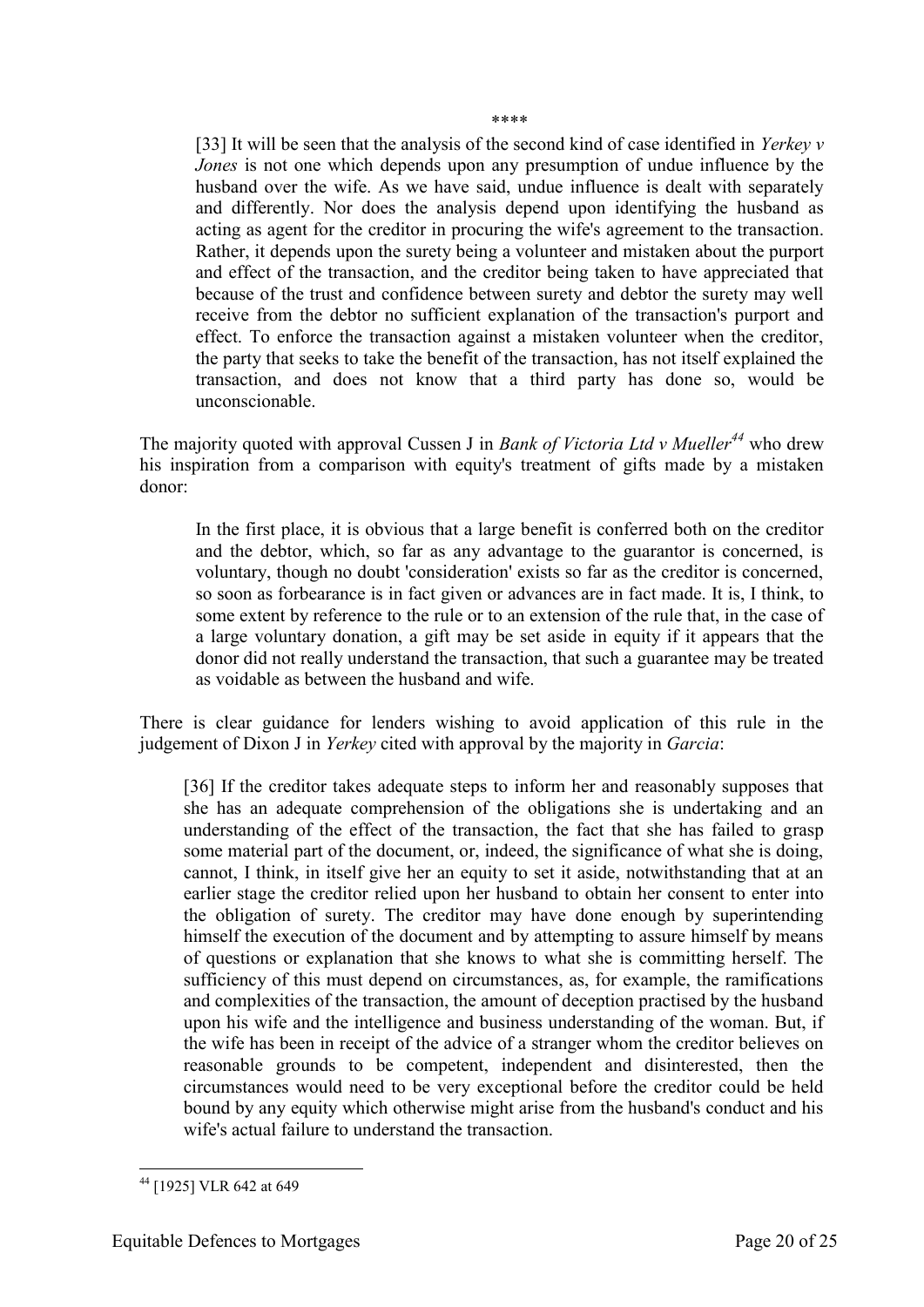\*\*\*\*

> [33] It will be seen that the analysis of the second kind of case identified in *Yerkey v Jones* is not one which depends upon any presumption of undue influence by the husband over the wife. As we have said, undue influence is dealt with separately and differently. Nor does the analysis depend upon identifying the husband as acting as agent for the creditor in procuring the wife's agreement to the transaction. Rather, it depends upon the surety being a volunteer and mistaken about the purport and effect of the transaction, and the creditor being taken to have appreciated that because of the trust and confidence between surety and debtor the surety may well receive from the debtor no sufficient explanation of the transaction's purport and effect. To enforce the transaction against a mistaken volunteer when the creditor, the party that seeks to take the benefit of the transaction, has not itself explained the transaction, and does not know that a third party has done so, would be unconscionable.

The majority quoted with approval Cussen J in *Bank of Victoria Ltd v Mueller*[44] who drew his inspiration from a comparison with equity's treatment of gifts made by a mistaken donor:

> In the first place, it is obvious that a large benefit is conferred both on the creditor and the debtor, which, so far as any advantage to the guarantor is concerned, is voluntary, though no doubt 'consideration' exists so far as the creditor is concerned, so soon as forbearance is in fact given or advances are in fact made. It is, I think, to some extent by reference to the rule or to an extension of the rule that, in the case of a large voluntary donation, a gift may be set aside in equity if it appears that the donor did not really understand the transaction, that such a guarantee may be treated as voidable as between the husband and wife.

There is clear guidance for lenders wishing to avoid application of this rule in the judgement of Dixon J in *Yerkey* cited with approval by the majority in *Garcia*:

> [36] If the creditor takes adequate steps to inform her and reasonably supposes that she has an adequate comprehension of the obligations she is undertaking and an understanding of the effect of the transaction, the fact that she has failed to grasp some material part of the document, or, indeed, the significance of what she is doing, cannot, I think, in itself give her an equity to set it aside, notwithstanding that at an earlier stage the creditor relied upon her husband to obtain her consent to enter into the obligation of surety. The creditor may have done enough by superintending himself the execution of the document and by attempting to assure himself by means of questions or explanation that she knows to what she is committing herself. The sufficiency of this must depend on circumstances, as, for example, the ramifications and complexities of the transaction, the amount of deception practised by the husband upon his wife and the intelligence and business understanding of the woman. But, if the wife has been in receipt of the advice of a stranger whom the creditor believes on reasonable grounds to be competent, independent and disinterested, then the circumstances would need to be very exceptional before the creditor could be held bound by any equity which otherwise might arise from the husband's conduct and his wife's actual failure to understand the transaction.

---

[44] [1925] VLR 642 at 649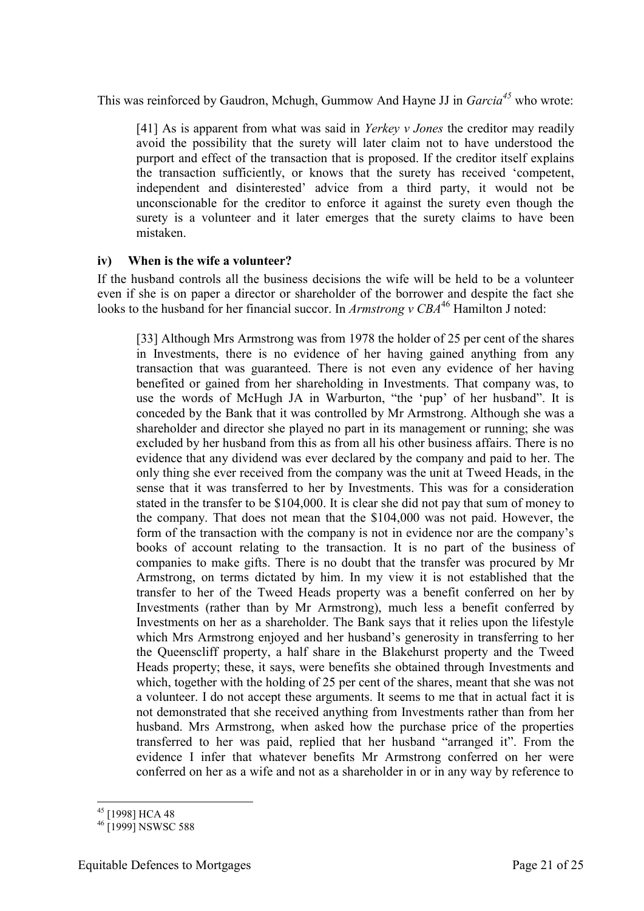This was reinforced by Gaudron, Mchugh, Gummow And Hayne JJ in *Garcia*[45] who wrote:

> [41] As is apparent from what was said in *Yerkey v Jones* the creditor may readily avoid the possibility that the surety will later claim not to have understood the purport and effect of the transaction that is proposed. If the creditor itself explains the transaction sufficiently, or knows that the surety has received 'competent, independent and disinterested' advice from a third party, it would not be unconscionable for the creditor to enforce it against the surety even though the surety is a volunteer and it later emerges that the surety claims to have been mistaken.

### iv) When is the wife a volunteer?

If the husband controls all the business decisions the wife will be held to be a volunteer even if she is on paper a director or shareholder of the borrower and despite the fact she looks to the husband for her financial succor. In *Armstrong v CBA*[46] Hamilton J noted:

> [33] Although Mrs Armstrong was from 1978 the holder of 25 per cent of the shares in Investments, there is no evidence of her having gained anything from any transaction that was guaranteed. There is not even any evidence of her having benefited or gained from her shareholding in Investments. That company was, to use the words of McHugh JA in Warburton, "the 'pup' of her husband". It is conceded by the Bank that it was controlled by Mr Armstrong. Although she was a shareholder and director she played no part in its management or running; she was excluded by her husband from this as from all his other business affairs. There is no evidence that any dividend was ever declared by the company and paid to her. The only thing she ever received from the company was the unit at Tweed Heads, in the sense that it was transferred to her by Investments. This was for a consideration stated in the transfer to be $104,000. It is clear she did not pay that sum of money to the company. That does not mean that the $104,000 was not paid. However, the form of the transaction with the company is not in evidence nor are the company's books of account relating to the transaction. It is no part of the business of companies to make gifts. There is no doubt that the transfer was procured by Mr Armstrong, on terms dictated by him. In my view it is not established that the transfer to her of the Tweed Heads property was a benefit conferred on her by Investments (rather than by Mr Armstrong), much less a benefit conferred by Investments on her as a shareholder. The Bank says that it relies upon the lifestyle which Mrs Armstrong enjoyed and her husband's generosity in transferring to her the Queenscliff property, a half share in the Blakehurst property and the Tweed Heads property; these, it says, were benefits she obtained through Investments and which, together with the holding of 25 per cent of the shares, meant that she was not a volunteer. I do not accept these arguments. It seems to me that in actual fact it is not demonstrated that she received anything from Investments rather than from her husband. Mrs Armstrong, when asked how the purchase price of the properties transferred to her was paid, replied that her husband "arranged it". From the evidence I infer that whatever benefits Mr Armstrong conferred on her were conferred on her as a wife and not as a shareholder in or in any way by reference to

---

[45] [1998] HCA 48

[46] [1999] NSWSC 588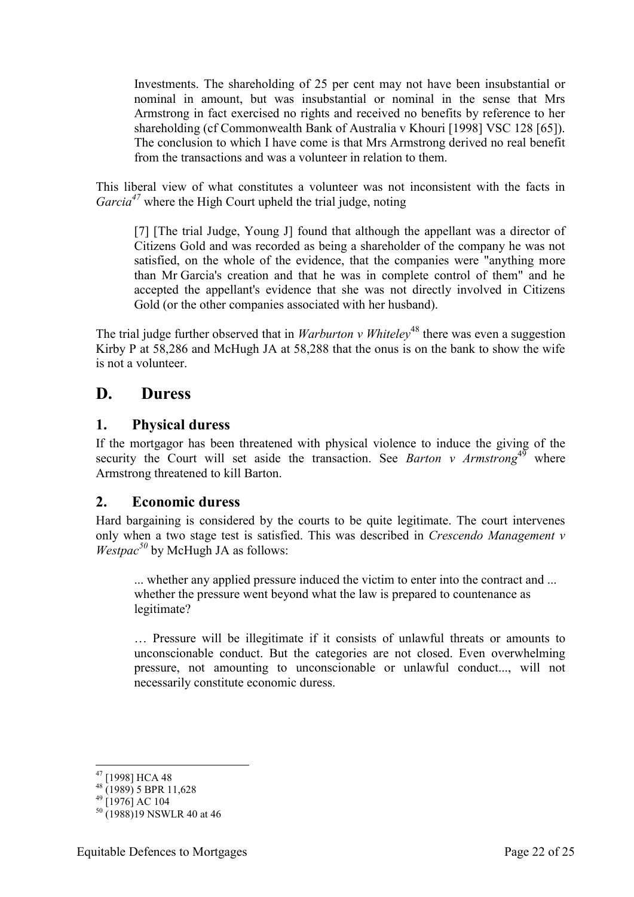> Investments. The shareholding of 25 per cent may not have been insubstantial or nominal in amount, but was insubstantial or nominal in the sense that Mrs Armstrong in fact exercised no rights and received no benefits by reference to her shareholding (cf Commonwealth Bank of Australia v Khouri [1998] VSC 128 [65]). The conclusion to which I have come is that Mrs Armstrong derived no real benefit from the transactions and was a volunteer in relation to them.

This liberal view of what constitutes a volunteer was not inconsistent with the facts in *Garcia*[47] where the High Court upheld the trial judge, noting

> [7] [The trial Judge, Young J] found that although the appellant was a director of Citizens Gold and was recorded as being a shareholder of the company he was not satisfied, on the whole of the evidence, that the companies were "anything more than Mr Garcia's creation and that he was in complete control of them" and he accepted the appellant's evidence that she was not directly involved in Citizens Gold (or the other companies associated with her husband).

The trial judge further observed that in *Warburton v Whiteley*[48] there was even a suggestion Kirby P at 58,286 and McHugh JA at 58,288 that the onus is on the bank to show the wife is not a volunteer.

## D. Duress

### 1. Physical duress

If the mortgagor has been threatened with physical violence to induce the giving of the security the Court will set aside the transaction. See *Barton v Armstrong*[49] where Armstrong threatened to kill Barton.

### 2. Economic duress

Hard bargaining is considered by the courts to be quite legitimate. The court intervenes only when a two stage test is satisfied. This was described in *Crescendo Management v Westpac*[50] by McHugh JA as follows:

> ... whether any applied pressure induced the victim to enter into the contract and ... whether the pressure went beyond what the law is prepared to countenance as legitimate?
>
> … Pressure will be illegitimate if it consists of unlawful threats or amounts to unconscionable conduct. But the categories are not closed. Even overwhelming pressure, not amounting to unconscionable or unlawful conduct..., will not necessarily constitute economic duress.

---

[47] [1998] HCA 48

[48] (1989) 5 BPR 11,628

[49] [1976] AC 104

[50] (1988)19 NSWLR 40 at 46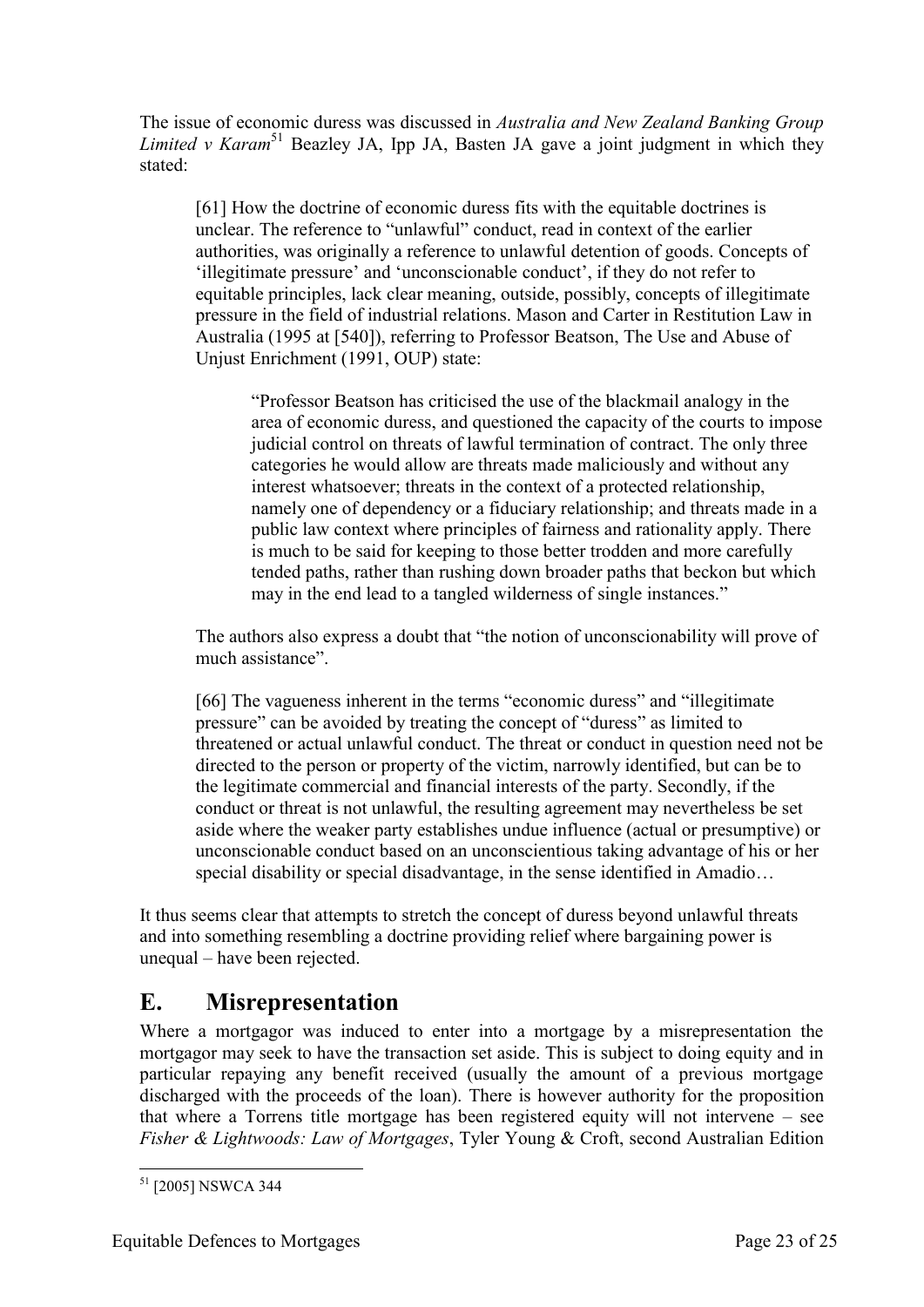The issue of economic duress was discussed in *Australia and New Zealand Banking Group Limited v Karam*[51] Beazley JA, Ipp JA, Basten JA gave a joint judgment in which they stated:

> [61] How the doctrine of economic duress fits with the equitable doctrines is unclear. The reference to "unlawful" conduct, read in context of the earlier authorities, was originally a reference to unlawful detention of goods. Concepts of 'illegitimate pressure' and 'unconscionable conduct', if they do not refer to equitable principles, lack clear meaning, outside, possibly, concepts of illegitimate pressure in the field of industrial relations. Mason and Carter in Restitution Law in Australia (1995 at [540]), referring to Professor Beatson, The Use and Abuse of Unjust Enrichment (1991, OUP) state:
>
> > "Professor Beatson has criticised the use of the blackmail analogy in the area of economic duress, and questioned the capacity of the courts to impose judicial control on threats of lawful termination of contract. The only three categories he would allow are threats made maliciously and without any interest whatsoever; threats in the context of a protected relationship, namely one of dependency or a fiduciary relationship; and threats made in a public law context where principles of fairness and rationality apply. There is much to be said for keeping to those better trodden and more carefully tended paths, rather than rushing down broader paths that beckon but which may in the end lead to a tangled wilderness of single instances."
>
> The authors also express a doubt that "the notion of unconscionability will prove of much assistance".
>
> [66] The vagueness inherent in the terms "economic duress" and "illegitimate pressure" can be avoided by treating the concept of "duress" as limited to threatened or actual unlawful conduct. The threat or conduct in question need not be directed to the person or property of the victim, narrowly identified, but can be to the legitimate commercial and financial interests of the party. Secondly, if the conduct or threat is not unlawful, the resulting agreement may nevertheless be set aside where the weaker party establishes undue influence (actual or presumptive) or unconscionable conduct based on an unconscientious taking advantage of his or her special disability or special disadvantage, in the sense identified in Amadio…

It thus seems clear that attempts to stretch the concept of duress beyond unlawful threats and into something resembling a doctrine providing relief where bargaining power is unequal – have been rejected.

## E. Misrepresentation

Where a mortgagor was induced to enter into a mortgage by a misrepresentation the mortgagor may seek to have the transaction set aside. This is subject to doing equity and in particular repaying any benefit received (usually the amount of a previous mortgage discharged with the proceeds of the loan). There is however authority for the proposition that where a Torrens title mortgage has been registered equity will not intervene – see *Fisher & Lightwoods: Law of Mortgages*, Tyler Young & Croft, second Australian Edition

---

[51] [2005] NSWCA 344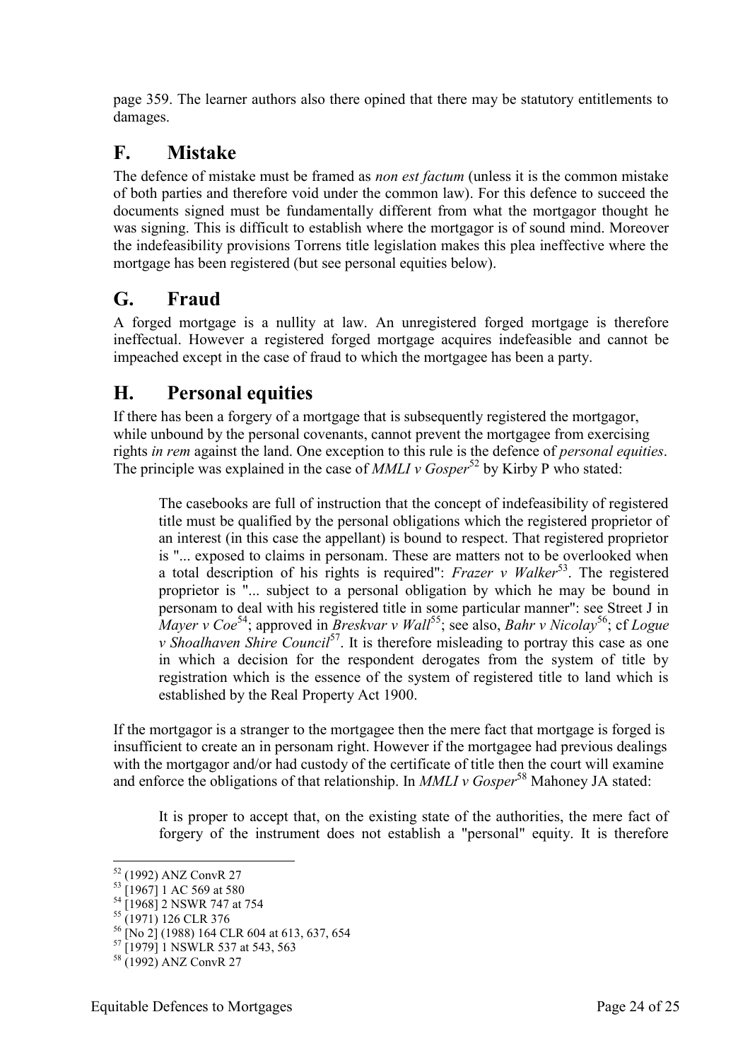page 359. The learner authors also there opined that there may be statutory entitlements to damages.

## F. Mistake

The defence of mistake must be framed as *non est factum* (unless it is the common mistake of both parties and therefore void under the common law). For this defence to succeed the documents signed must be fundamentally different from what the mortgagor thought he was signing. This is difficult to establish where the mortgagor is of sound mind. Moreover the indefeasibility provisions Torrens title legislation makes this plea ineffective where the mortgage has been registered (but see personal equities below).

## G. Fraud

A forged mortgage is a nullity at law. An unregistered forged mortgage is therefore ineffectual. However a registered forged mortgage acquires indefeasible and cannot be impeached except in the case of fraud to which the mortgagee has been a party.

## H. Personal equities

If there has been a forgery of a mortgage that is subsequently registered the mortgagor, while unbound by the personal covenants, cannot prevent the mortgagee from exercising rights *in rem* against the land. One exception to this rule is the defence of *personal equities*. The principle was explained in the case of *MMLI v Gosper*[52] by Kirby P who stated:

> The casebooks are full of instruction that the concept of indefeasibility of registered title must be qualified by the personal obligations which the registered proprietor of an interest (in this case the appellant) is bound to respect. That registered proprietor is "... exposed to claims in personam. These are matters not to be overlooked when a total description of his rights is required": *Frazer v Walker*[53]. The registered proprietor is "... subject to a personal obligation by which he may be bound in personam to deal with his registered title in some particular manner": see Street J in *Mayer v Coe*[54]; approved in *Breskvar v Wall*[55]; see also, *Bahr v Nicolay*[56]; cf *Logue v Shoalhaven Shire Council*[57]. It is therefore misleading to portray this case as one in which a decision for the respondent derogates from the system of title by registration which is the essence of the system of registered title to land which is established by the Real Property Act 1900.

If the mortgagor is a stranger to the mortgagee then the mere fact that mortgage is forged is insufficient to create an in personam right. However if the mortgagee had previous dealings with the mortgagor and/or had custody of the certificate of title then the court will examine and enforce the obligations of that relationship. In *MMLI v Gosper*[58] Mahoney JA stated:

> It is proper to accept that, on the existing state of the authorities, the mere fact of forgery of the instrument does not establish a "personal" equity. It is therefore

---

[52] (1992) ANZ ConvR 27
[53] [1967] 1 AC 569 at 580
[54] [1968] 2 NSWR 747 at 754
[55] (1971) 126 CLR 376
[56] [No 2] (1988) 164 CLR 604 at 613, 637, 654
[57] [1979] 1 NSWLR 537 at 543, 563
[58] (1992) ANZ ConvR 27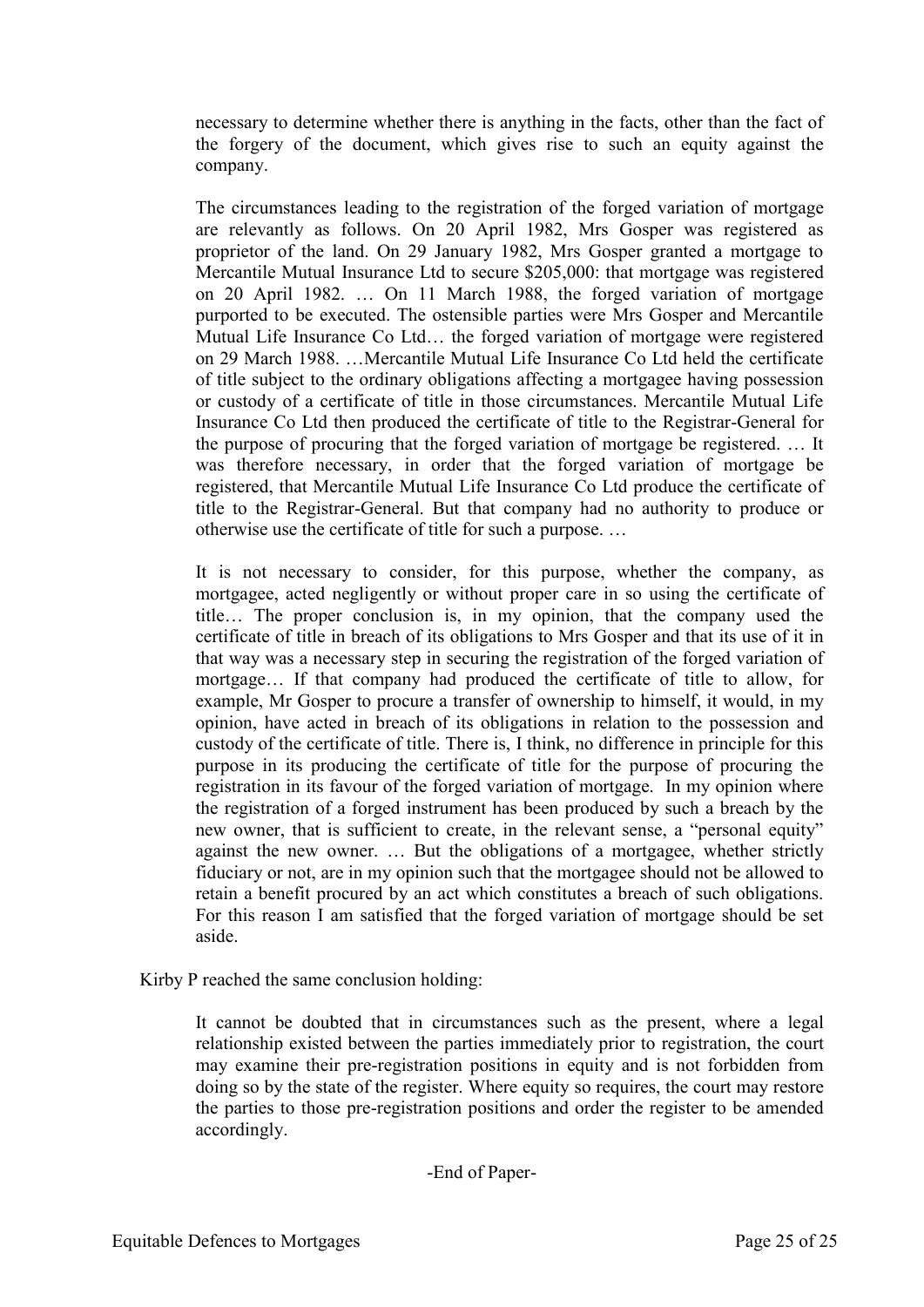> necessary to determine whether there is anything in the facts, other than the fact of the forgery of the document, which gives rise to such an equity against the company.
>
> The circumstances leading to the registration of the forged variation of mortgage are relevantly as follows. On 20 April 1982, Mrs Gosper was registered as proprietor of the land. On 29 January 1982, Mrs Gosper granted a mortgage to Mercantile Mutual Insurance Ltd to secure $205,000: that mortgage was registered on 20 April 1982. … On 11 March 1988, the forged variation of mortgage purported to be executed. The ostensible parties were Mrs Gosper and Mercantile Mutual Life Insurance Co Ltd… the forged variation of mortgage were registered on 29 March 1988. …Mercantile Mutual Life Insurance Co Ltd held the certificate of title subject to the ordinary obligations affecting a mortgagee having possession or custody of a certificate of title in those circumstances. Mercantile Mutual Life Insurance Co Ltd then produced the certificate of title to the Registrar-General for the purpose of procuring that the forged variation of mortgage be registered. … It was therefore necessary, in order that the forged variation of mortgage be registered, that Mercantile Mutual Life Insurance Co Ltd produce the certificate of title to the Registrar-General. But that company had no authority to produce or otherwise use the certificate of title for such a purpose. …
>
> It is not necessary to consider, for this purpose, whether the company, as mortgagee, acted negligently or without proper care in so using the certificate of title… The proper conclusion is, in my opinion, that the company used the certificate of title in breach of its obligations to Mrs Gosper and that its use of it in that way was a necessary step in securing the registration of the forged variation of mortgage… If that company had produced the certificate of title to allow, for example, Mr Gosper to procure a transfer of ownership to himself, it would, in my opinion, have acted in breach of its obligations in relation to the possession and custody of the certificate of title. There is, I think, no difference in principle for this purpose in its producing the certificate of title for the purpose of procuring the registration in its favour of the forged variation of mortgage. In my opinion where the registration of a forged instrument has been produced by such a breach by the new owner, that is sufficient to create, in the relevant sense, a "personal equity" against the new owner. … But the obligations of a mortgagee, whether strictly fiduciary or not, are in my opinion such that the mortgagee should not be allowed to retain a benefit procured by an act which constitutes a breach of such obligations. For this reason I am satisfied that the forged variation of mortgage should be set aside.

Kirby P reached the same conclusion holding:

> It cannot be doubted that in circumstances such as the present, where a legal relationship existed between the parties immediately prior to registration, the court may examine their pre-registration positions in equity and is not forbidden from doing so by the state of the register. Where equity so requires, the court may restore the parties to those pre-registration positions and order the register to be amended accordingly.

-End of Paper-